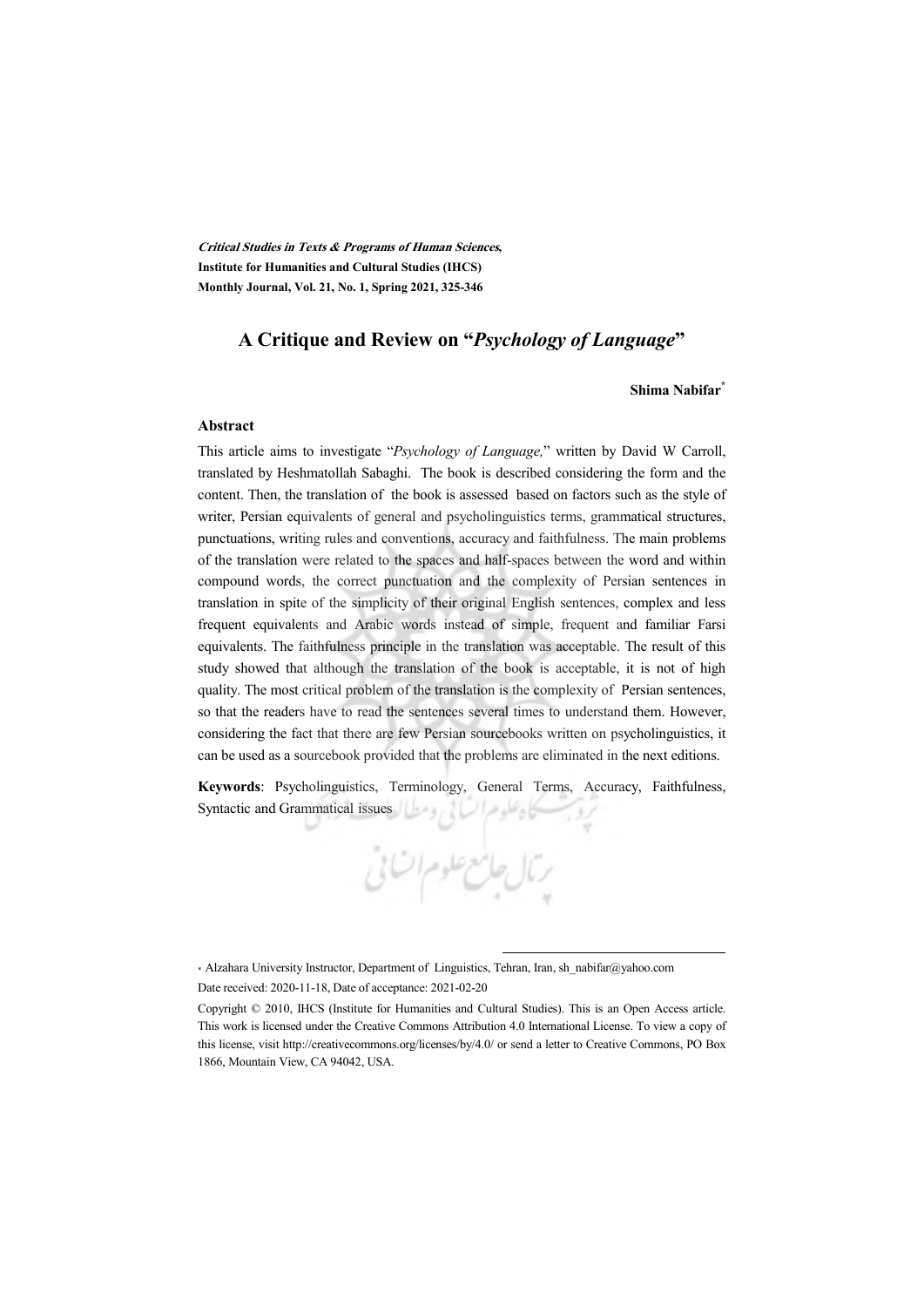***Critical Studies in Texts & Programs of Human Sciences*,**
**Institute for Humanities and Cultural Studies (IHCS)**
**Monthly Journal, Vol. 21, No. 1, Spring 2021, 325-346**

# A Critique and Review on "*Psychology of Language*"

**Shima Nabifar***

### Abstract

This article aims to investigate "*Psychology of Language,*" written by David W Carroll, translated by Heshmatollah Sabaghi. The book is described considering the form and the content. Then, the translation of the book is assessed based on factors such as the style of writer, Persian equivalents of general and psycholinguistics terms, grammatical structures, punctuations, writing rules and conventions, accuracy and faithfulness. The main problems of the translation were related to the spaces and half-spaces between the word and within compound words, the correct punctuation and the complexity of Persian sentences in translation in spite of the simplicity of their original English sentences, complex and less frequent equivalents and Arabic words instead of simple, frequent and familiar Farsi equivalents. The faithfulness principle in the translation was acceptable. The result of this study showed that although the translation of the book is acceptable, it is not of high quality. The most critical problem of the translation is the complexity of Persian sentences, so that the readers have to read the sentences several times to understand them. However, considering the fact that there are few Persian sourcebooks written on psycholinguistics, it can be used as a sourcebook provided that the problems are eliminated in the next editions.

**Keywords**: Psycholinguistics, Terminology, General Terms, Accuracy, Faithfulness, Syntactic and Grammatical issues

---

* Alzahara University Instructor, Department of Linguistics, Tehran, Iran, sh_nabifar@yahoo.com
Date received: 2020-11-18, Date of acceptance: 2021-02-20

Copyright © 2010, IHCS (Institute for Humanities and Cultural Studies). This is an Open Access article. This work is licensed under the Creative Commons Attribution 4.0 International License. To view a copy of this license, visit http://creativecommons.org/licenses/by/4.0/ or send a letter to Creative Commons, PO Box 1866, Mountain View, CA 94042, USA.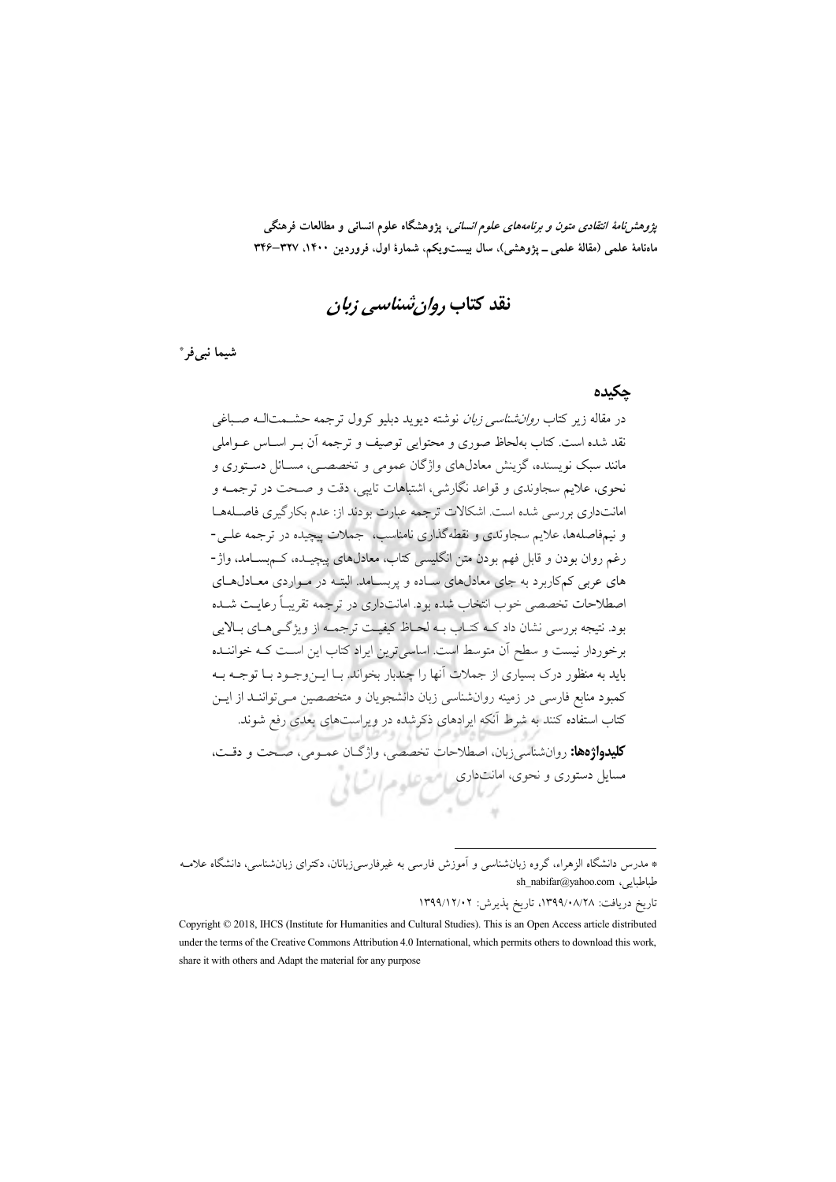# نقد کتاب *روان‌شناسی زبان*

**شیما نبی‌فر** *

## چکیده

در مقاله زیر کتاب *روان‌شناسی زبان* نوشته دیوید دبلیو کرول ترجمه حشمت‌اله صباغی نقد شده است. کتاب به‌لحاظ صوری و محتوایی توصیف و ترجمه آن بر اساس عواملی مانند سبک نویسنده، گزینش معادل‌های واژگان عمومی و تخصصی، مسائل دستوری و نحوی، علایم سجاوندی و قواعد نگارشی، اشتباهات تایپی، دقت و صحت در ترجمه و امانت‌داری بررسی شده است. اشکالات ترجمه عبارت بودند از: عدم بکارگیری فاصله‌ها و نیم‌فاصله‌ها، علایم سجاوندی و نقطه‌گذاری نامناسب، جملات پیچیده در ترجمه علی‌رغم روان بودن و قابل فهم بودن متن انگلیسی کتاب، معادل‌های پیچیده، کم‌بسامد، واژ-های عربی کم‌کاربرد به جای معادل‌های ساده و پربسامد. البته در مواردی معادل‌های اصطلاحات تخصصی خوب انتخاب شده بود. امانت‌داری در ترجمه تقریباً رعایت شده بود. نتیجه بررسی نشان داد که کتاب به لحاظ کیفیت ترجمه از ویژگی‌های بالایی برخوردار نیست و سطح آن متوسط است. اساسی‌ترین ایراد کتاب این است که خواننده باید به منظور درک بسیاری از جملات آنها را چندبار بخواند. با این‌وجود با توجه به کمبود منابع فارسی در زمینه روان‌شناسی زبان دانشجویان و متخصصین می‌توانند از این کتاب استفاده کنند به شرط آنکه ایرادهای ذکرشده در ویراست‌های بعدی رفع شوند.

**کلیدواژه‌ها:** روان‌شناسی‌زبان، اصطلاحات تخصصی، واژگان عمومی، صحت و دقت، مسایل دستوری و نحوی، امانت‌داری

---

* مدرس دانشگاه الزهراء، گروه زبان‌شناسی و آموزش فارسی به غیرفارسی‌زبانان، دکترای زبان‌شناسی، دانشگاه علامه طباطبایی، sh_nabifar@yahoo.com

تاریخ دریافت: ۱۳۹۹/۰۸/۲۸، تاریخ پذیرش: ۱۳۹۹/۱۲/۰۲

Copyright © 2018, IHCS (Institute for Humanities and Cultural Studies). This is an Open Access article distributed under the terms of the Creative Commons Attribution 4.0 International, which permits others to download this work, share it with others and Adapt the material for any purpose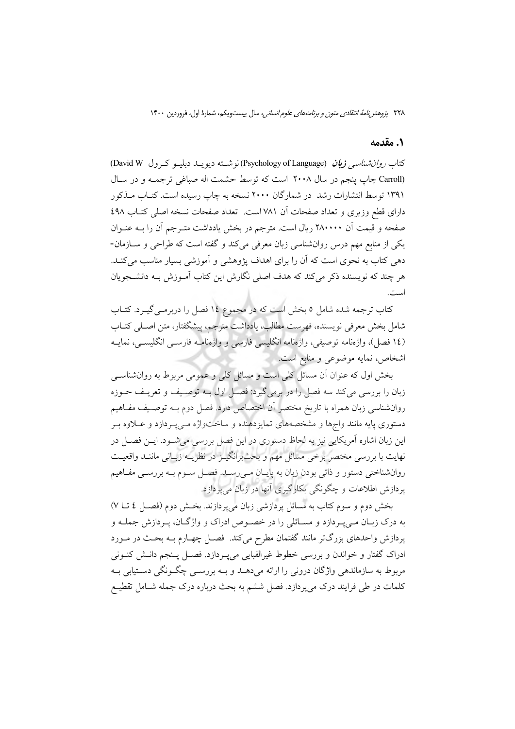## ۱. مقدمه

کتاب *روان‌شناسی **زبان*** (Psychology of Language) نوشته دیوید دبلیو کرول (David W Carroll) چاپ پنجم در سال ۲۰۰۸ است که توسط حشمت اله صباغی ترجمه و در سال ۱۳۹۱ توسط انتشارات رشد در شمارگان ۲۰۰۰ نسخه به چاپ رسیده است. کتاب مذکور دارای قطع وزیری و تعداد صفحات آن ۷۸۱ است. تعداد صفحات نسخه اصلی کتاب ٤٩٨ صفحه و قیمت آن ۲۸۰۰۰۰ ریال است. مترجم در بخش یادداشت مترجم آن را به عنوان یکی از منابع مهم درس روانشناسی زبان معرفی می‌کند و گفته است که طراحی و سازمان-دهی کتاب به نحوی است که آن را برای اهداف پژوهشی و آموزشی بسیار مناسب می‌کند. هر چند که نویسنده ذکر می‌کند که هدف اصلی نگارش این کتاب آموزش به دانشجویان است.

کتاب ترجمه شده شامل ٥ بخش است که در مجموع ١٤ فصل را دربرمی‌گیرد. کتاب شامل بخش معرفی نویسنده، فهرست مطالب، یادداشت مترجم، پیشگفتار، متن اصلی کتاب (١٤ فصل)، واژه‌نامه توصیفی، واژه‌نامه انگلیسی فارسی و واژه‌نامه فارسی انگلیسی، نمایه اشخاص، نمایه موضوعی و منابع است.

بخش اول که عنوان آن مسائل کلی است و مسائل کلی و عمومی مربوط به روانشناسی زبان را بررسی می‌کند سه فصل را در برمی‌گیرد: فصل اول به توصیف و تعریف حوزه روانشناسی زبان همراه با تاریخ مختصر آن اختصاص دارد. فصل دوم به توصیف مفاهیم دستوری پایه مانند واج‌ها و مشخصه‌های تمایزدهنده و ساخت‌واژه می‌پردازد و علاوه بر این زبان اشاره آمریکایی نیز به لحاظ دستوری در این فصل بررسی می‌شود. این فصل در نهایت با بررسی مختصر برخی مسائل مهم و بحث‌برانگیز در نظریه زبانی مانند واقعیت روانشناختی دستور و ذاتی بودن زبان به پایان می‌رسد. فصل سوم به بررسی مفاهیم پردازش اطلاعات و چگونگی بکارگیری آنها در زبان می‌پردازد.

بخش دوم و سوم کتاب به مسائل پردازشی زبان می‌پردازند. بخش دوم (فصل ٤ تا ٧) به درک زبان می‌پردازد و مسائلی را در خصوص ادراک و واژگان، پردازش جمله و پردازش واحدهای بزرگ‌تر مانند گفتمان مطرح می‌کند. فصل چهارم به بحث در مورد ادراک گفتار و خواندن و بررسی خطوط غیرالفبایی می‌پردازد. فصل پنجم دانش کنونی مربوط به سازماندهی واژگان درونی را ارائه می‌دهد و به بررسی چگونگی دستیابی به کلمات در طی فرایند درک می‌پردازد. فصل ششم به بحث درباره درک جمله شامل تقطیع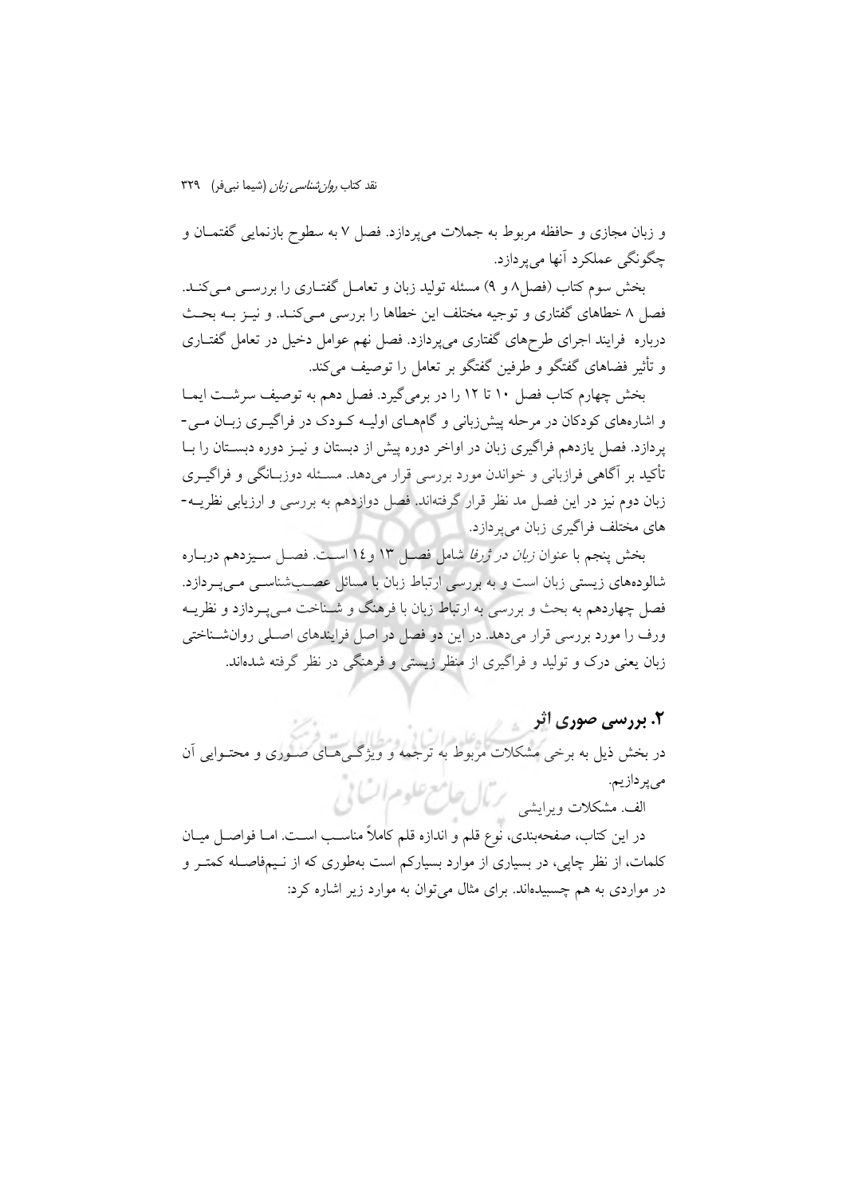و زبان مجازی و حافظه مربوط به جملات می‌پردازد. فصل ۷ به سطوح بازنمایی گفتمان و چگونگی عملکرد آنها می‌پردازد.

بخش سوم کتاب (فصل۸ و ۹) مسئله تولید زبان و تعامل گفتاری را بررسی می‌کند. فصل ۸ خطاهای گفتاری و توجیه مختلف این خطاها را بررسی می‌کند. و نیز به بحث درباره فرایند اجرای طرح‌های گفتاری می‌پردازد. فصل نهم عوامل دخیل در تعامل گفتاری و تأثیر فضاهای گفتگو و طرفین گفتگو بر تعامل را توصیف می‌کند.

بخش چهارم کتاب فصل ۱۰ تا ۱۲ را در برمی‌گیرد. فصل دهم به توصیف سرشت ایما و اشاره‌های کودکان در مرحله پیش‌زبانی و گام‌های اولیه کودک در فراگیری زبان می‌پردازد. فصل یازدهم فراگیری زبان در اواخر دوره پیش از دبستان و نیز دوره دبستان را با تأکید بر آگاهی فرازبانی و خواندن مورد بررسی قرار می‌دهد. مسئله دوزبانگی و فراگیری زبان دوم نیز در این فصل مد نظر قرار گرفته‌اند. فصل دوازدهم به بررسی و ارزیابی نظریه‌های مختلف فراگیری زبان می‌پردازد.

بخش پنجم با عنوان *زبان در ژرفا* شامل فصل ۱۳ و ۱۴ است. فصل سیزدهم درباره شالوده‌های زیستی زبان است و به بررسی ارتباط زبان با مسائل عصب‌شناسی می‌پردازد. فصل چهاردهم به بحث و بررسی به ارتباط زبان با فرهنگ و شناخت می‌پردازد و نظریه ورف را مورد بررسی قرار می‌دهد. در این دو فصل در اصل فرایندهای اصلی روان‌شناختی زبان یعنی درک و تولید و فراگیری از منظر زیستی و فرهنگی در نظر گرفته شده‌اند.

## ۲. بررسی صوری اثر

در بخش ذیل به برخی مشکلات مربوط به ترجمه و ویژگی‌های صوری و محتوایی آن می‌پردازیم.

الف. مشکلات ویرایشی

در این کتاب، صفحه‌بندی، نوع قلم و اندازه قلم کاملاً مناسب است. اما فواصل میان کلمات، از نظر چاپی، در بسیاری از موارد بسیارکم است به‌طوری که از نیم‌فاصله کمتر و در مواردی به هم چسبیده‌اند. برای مثال می‌توان به موارد زیر اشاره کرد: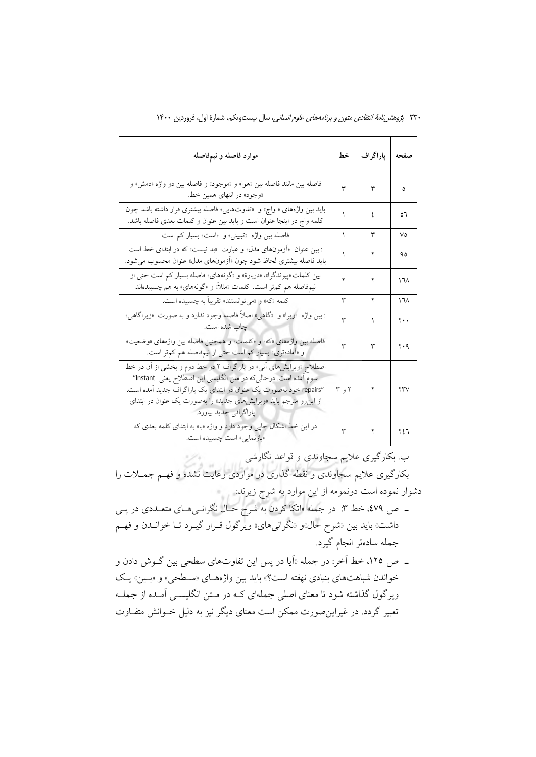| صفحه | پاراگراف | خط | موارد فاصله و نیم‌فاصله |
|---|---|---|---|
| ۵ | ۳ | ۳ | فاصله بین مانند فاصله بین «هوا» و «موجود» و فاصله بین دو واژه «دمش» و «وجود» در انتهای همین خط. |
| ۵۶ | ٤ | ۱ | باید بین واژه‌های « واج» و «تفاوت‌هایی» فاصله بیشتری قرار داشته باشد چون کلمه واج در اینجا عنوان است و باید بین عنوان و کلمات بعدی فاصله باشد. |
| ۷۵ | ۳ | ۱ | فاصله بین واژه «تبیینی» و «است» بسیار کم است |
| ۹۵ | ۲ | ۱ | : بین عنوان «آزمون‌های مدل» و عبارت «بد نیست» که در ابتدای خط است باید فاصله بیشتری لحاظ شود چون «آزمون‌های مدل» عنوان محسوب می‌شود. |
| ۱۶۸ | ۲ | ۲ | بین کلمات «پیوندگرا»، «دربارهٔ» و «گونه‌های» فاصله بسیار کم است حتی از نیم‌فاصله هم کم‌تر است. کلمات «مثلاً» و «گونه‌های» به هم چسبیده‌اند |
| ۱۶۸ | ۲ | ۳ | کلمه «که» و «می‌توانستند» تقریباً به چسبیده است. |
| ۲۰۰ | ۱ | ۳ | : بین واژه «زیرا» و «گاهی» اصلاً فاصله وجود ندارد و به صورت «زیراگاهی» چاپ شده است. |
| ۲۰۹ | ۳ | ۳ | فاصله بین واژه‌های «که» و «کلمات» و همچنین فاصله بین واژه‌های «وضعیت» و «آماده‌تری» بسیار کم است حتی از نیم‌فاصله هم کم‌تر است. |
| ۲۳۷ | ۲ | ۲ و ۳ | اصطلاح «ویرایش‌های آنی» در پاراگراف ۲ در خط دوم و بخشی از آن در خط سوم آمده است. درحالی‌که در متن انگلیسی این اصطلاح یعنی "Instant repairs" خود به‌صورت یک عنوان در ابتدای یک پاراگراف جدید آمده است. از این‌رو مترجم باید «ویرایش‌های جدید» را به‌صورت یک عنوان در ابتدای پاراگرافی جدید بیاورد. |
| ۲٤۶ | ۲ | ۳ | در این خط اشکال چاپی وجود دارد و واژه «با» به ابتدای کلمه بعدی که «بازنمایی» است چسبیده است. |

ب. بکارگیری علایم سجاوندی و قواعد نگارشی

بکارگیری علایم سجاوندی و نقطه گذاری در مواردی رعایت نشده و فهم جملات را دشوار نموده است دونمومه از این موارد به شرح زیرند:

- ص ٤۷۹، خط ۳: در جمله «اتکا کردن به شرح حال نگرانی‌های متعددی در پی داشت» باید بین «شرح حال»و «نگرانی‌های» ویرگول قرار گیرد تا خواندن و فهم جمله ساده‌تر انجام گیرد.
- ص ۱۲۵، خط آخر: در جمله «آیا در پس این تفاوت‌های سطحی بین گوش دادن و خواندن شباهت‌های بنیادی نهفته است؟» باید بین واژه‌های «سطحی» و «بین» یک ویرگول گذاشته شود تا معنای اصلی جمله‌ای که در متن انگلیسی آمده از جمله تعبیر گردد. در غیراین‌صورت ممکن است معنای دیگر نیز به دلیل خوانش متفاوت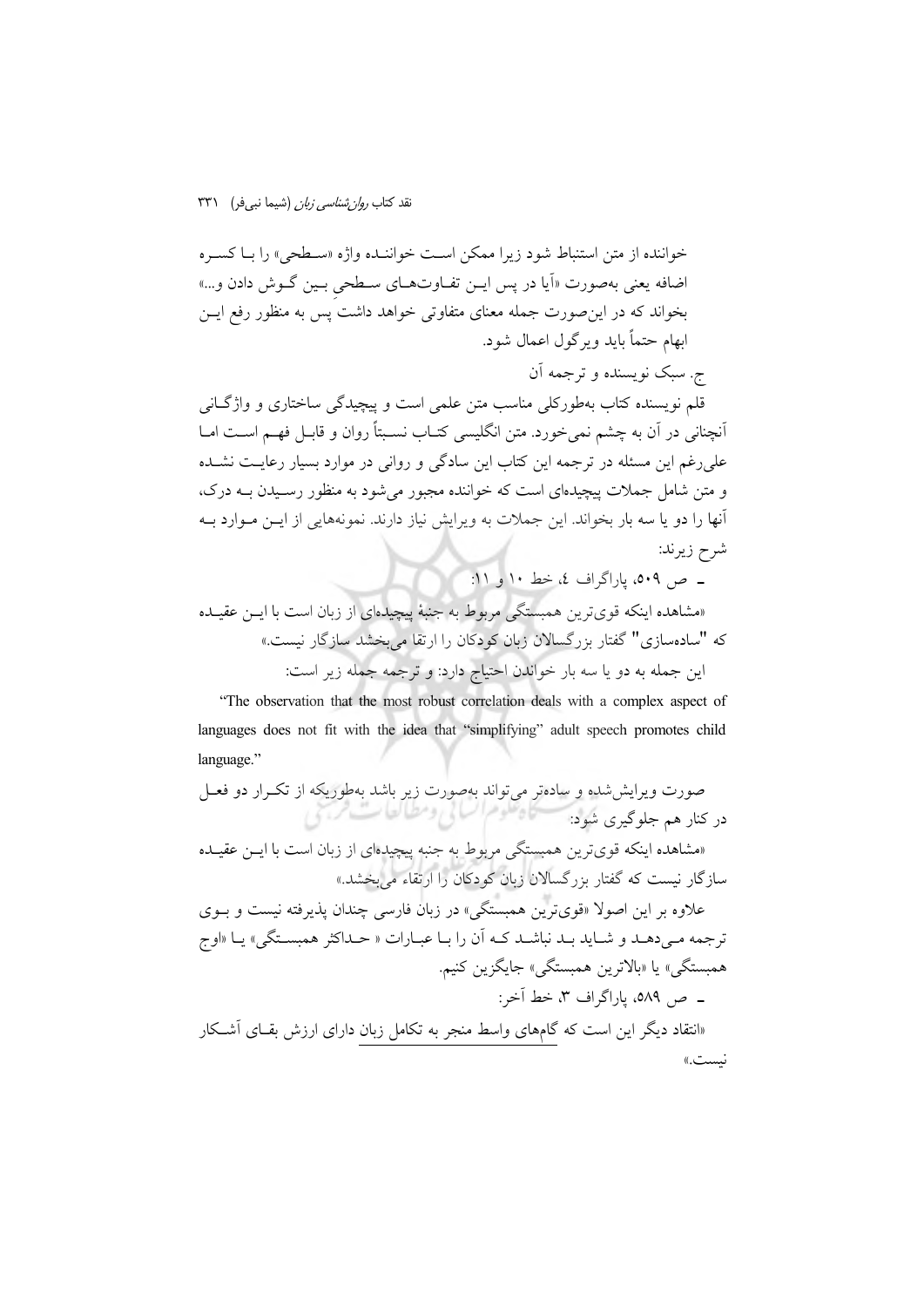خواننده از متن استنباط شود زیرا ممکن است خواننده واژه «سطحی» را با کسره اضافه یعنی به‌صورت «آیا در پس این تفاوت‌های سطحیِ بین گوش دادن و...» بخواند که در این‌صورت جمله معنای متفاوتی خواهد داشت پس به منظور رفع این ابهام حتماً باید ویرگول اعمال شود.

ج. سبک نویسنده و ترجمه آن

قلم نویسنده کتاب به‌طورکلی مناسب متن علمی است و پیچیدگی ساختاری و واژگانی آنچنانی در آن به چشم نمی‌خورد. متن انگلیسی کتاب نسبتاً روان و قابل فهم است اما علی‌رغم این مسئله در ترجمه این کتاب این سادگی و روانی در موارد بسیار رعایت نشده و متن شامل جملات پیچیده‌ای است که خواننده مجبور می‌شود به منظور رسیدن به درک، آنها را دو یا سه بار بخواند. این جملات به ویرایش نیاز دارند. نمونه‌هایی از این موارد به شرح زیرند:

ـ ص ۵۰۹، پاراگراف ٤، خط ۱۰ و ۱۱:

«مشاهده اینکه قوی‌ترین همبستگی مربوط به جنبهٔ پیچیده‌ای از زبان است با این عقیده که "ساده‌سازی" گفتار بزرگسالان زبان کودکان را ارتقا می‌بخشد سازگار نیست.»

این جمله به دو یا سه بار خواندن احتیاج دارد: و ترجمه جمله زیر است:

"The observation that the most robust correlation deals with a complex aspect of languages does not fit with the idea that "simplifying" adult speech promotes child language."

صورت ویرایش‌شده و ساده‌تر می‌تواند به‌صورت زیر باشد به‌طوریکه از تکرار دو فعل در کنار هم جلوگیری شود:

«مشاهده اینکه قوی‌ترین همبستگی مربوط به جنبه پیچیده‌ای از زبان است با این عقیده سازگار نیست که گفتار بزرگسالان زبان کودکان را ارتقاء می‌بخشد.»

علاوه بر این اصولا «قوی‌ترین همبستگی» در زبان فارسی چندان پذیرفته نیست و بوی ترجمه می‌دهد و شاید بد نباشد که آن را با عبارات « حداکثر همبستگی» یا «اوج همبستگی» یا «بالاترین همبستگی» جایگزین کنیم.

ـ ص ۵۸۹، پاراگراف ۳، خط آخر:

«انتقاد دیگر این است که گام‌های واسط منجر به تکامل زبان دارای ارزش بقای آشکار نیست.»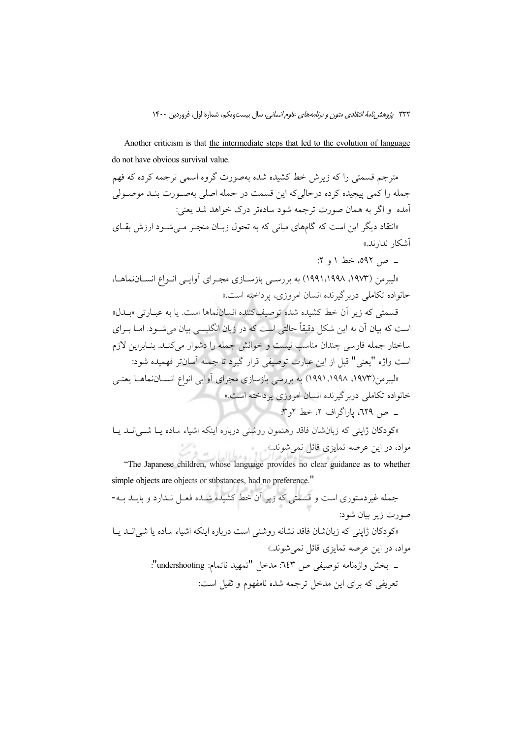Another criticism is that <u>the intermediate steps that led to the evolution of language</u> do not have obvious survival value.

مترجم قسمتی را که زیرش خط کشیده شده به‌صورت گروه اسمی ترجمه کرده که فهم جمله را کمی پیچیده کرده درحالی‌که این قسمت در جمله اصلی به‌صورت بند موصولی آمده و اگر به همان صورت ترجمه شود ساده‌تر درک خواهد شد یعنی:

«انتقاد دیگر این است که گام‌های میانی که به تحول زبان منجر می‌شود ارزش بقای آشکار ندارند.»

ـ ص ۵۹۲، خط ۱ و ۲:

«لیبرمن (۱۹۷۳، ۱۹۹۸،۱۹۹۱) به بررسی بازسازی مجرای آوایی انواع انسان‌نماها، خانواده تکاملی دربرگیرنده انسان امروزی، پرداخته است.»

قسمتی که زیر آن خط کشیده شده توصیف‌کننده انسان‌نماها است. یا به عبارتی «بدل» است که بیان آن به این شکل دقیقاً حالتی است که در زبان انگلیسی بیان می‌شود. اما برای ساختار جمله فارسی چندان مناسب نیست و خوانش جمله را دشوار می‌کند. بنابراین لازم است واژه "یعنی" قبل از این عبارت توصیفی قرار گیرد تا جمله آسان‌تر فهمیده شود:

«لیبرمن(۱۹۷۳، ۱۹۹۸،۱۹۹۱) به بررسی بازسازی مجرای آوایی انواع انسان‌نماها یعنی خانواده تکاملی دربرگیرنده انسان امروزی پرداخته است.»

ـ ص ٦٢٩، پاراگراف ۲، خط ۲و۳:

«کودکان ژاپنی که زبان‌شان فاقد رهنمون روشنی درباره اینکه اشیاء ساده یا شی‌اند یا مواد، در این عرصه تمایزی قائل نمی‌شوند.»

"The Japanese children, whose language provides no clear guidance as to whether simple objects are objects or substances, had no preference."

جمله غیردستوری است و قسمتی که زیر آن خط کشیده شده فعل ندارد و باید به‌صورت زیر بیان شود:

«کودکان ژاپنی که زبان‌شان فاقد نشانه روشنی است درباره اینکه اشیاء ساده یا شی‌اند یا مواد، در این عرصه تمایزی قائل نمی‌شوند.»

ـ بخش واژه‌نامه توصیفی ص ٦٤٣: مدخل "تمهید ناتمام: undershooting":

تعریفی که برای این مدخل ترجمه شده نامفهوم و ثقیل است: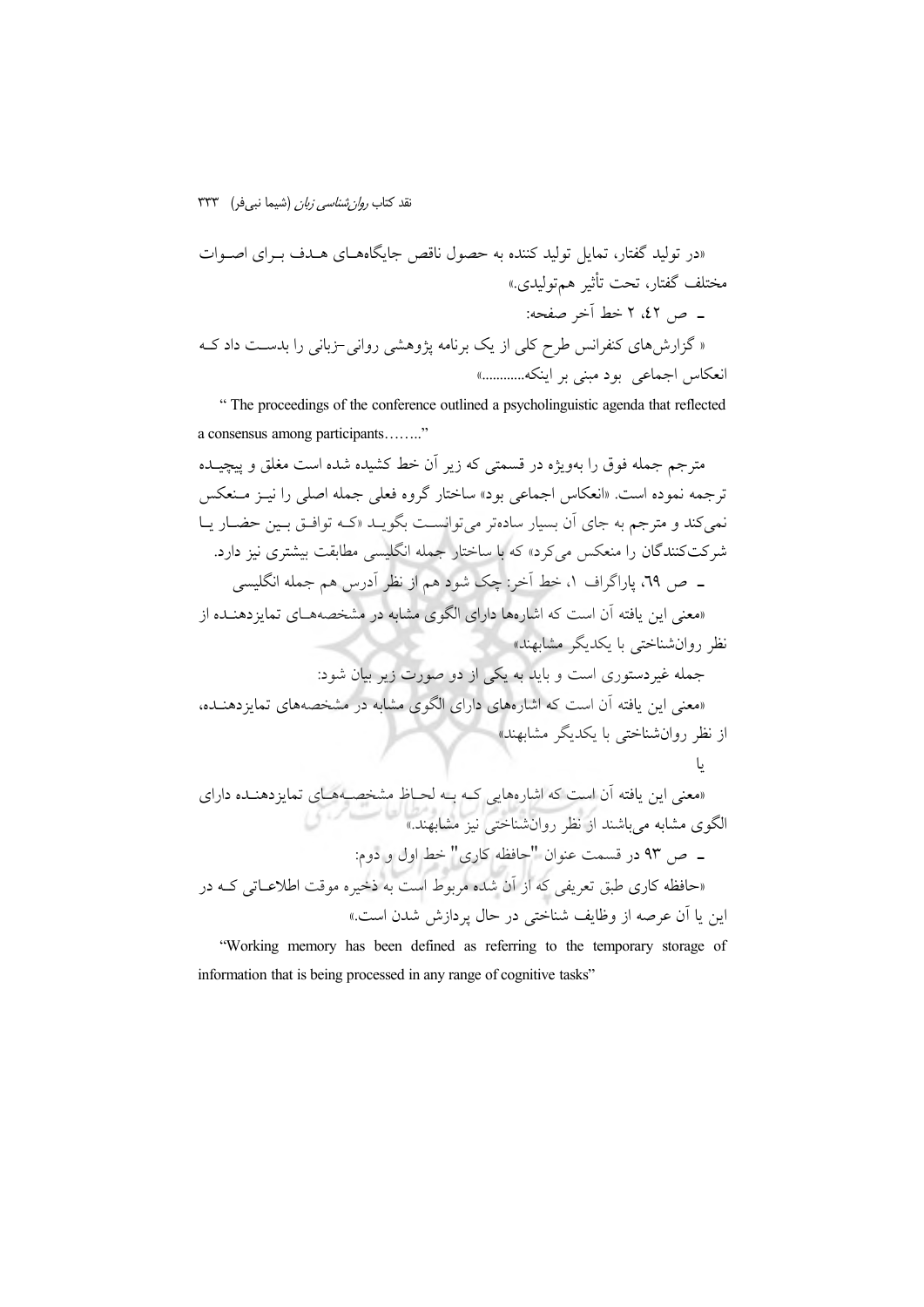«در تولید گفتار، تمایل تولید کننده به حصول ناقص جایگاه‌های هـدف بـرای اصـوات مختلف گفتار، تحت تأثیر هم‌تولیدی.»

ـ ص ٤٢، ٢ خط آخر صفحه:

« گزارش‌های کنفرانس طرح کلی از یک برنامه پژوهشی روانی–زبانی را بدسـت داد کـه انعکاس اجماعی بود مبنی بر اینکه............»

" The proceedings of the conference outlined a psycholinguistic agenda that reflected a consensus among participants…….."

مترجم جمله فوق را به‌ویژه در قسمتی که زیر آن خط کشیده شده است مغلق و پیچیـده ترجمه نموده است. «انعکاس اجماعی بود» ساختار گروه فعلی جمله اصلی را نیـز مـنعکس نمی‌کند و مترجم به جای آن بسیار ساده‌تر می‌توانسـت بگویـد «کـه توافـق بـین حضـار یـا شرکت‌کنندگان را منعکس می‌کرد» که با ساختار جمله انگلیسی مطابقت بیشتری نیز دارد.

ـ ص ٦٩، پاراگراف ١، خط آخر: چک شود هم از نظر آدرس هم جمله انگلیسی

«معنی این یافته آن است که اشاره‌ها دارای الگوی مشابه در مشخصه‌هـای تمایزدهنـده از نظر روان‌شناختی با یکدیگر مشابهند»

جمله غیردستوری است و باید به یکی از دو صورت زیر بیان شود:

«معنی این یافته آن است که اشاره‌های دارای الگوی مشابه در مشخصه‌های تمایزدهنـده، از نظر روان‌شناختی با یکدیگر مشابهند»

یا

«معنی این یافته آن است که اشاره‌هایی کـه بـه لحـاظ مشخصـه‌هـای تمایزدهنـده دارای الگوی مشابه می‌باشند از نظر روان‌شناختی نیز مشابهند.»

ـ ص ٩٣ در قسمت عنوان "حافظه کاری" خط اول و دوم:

«حافظه کاری طبق تعریفی که از آن شده مربوط است به ذخیره موقت اطلاعـاتی کـه در این یا آن عرصه از وظایف شناختی در حال پردازش شدن است.»

"Working memory has been defined as referring to the temporary storage of information that is being processed in any range of cognitive tasks"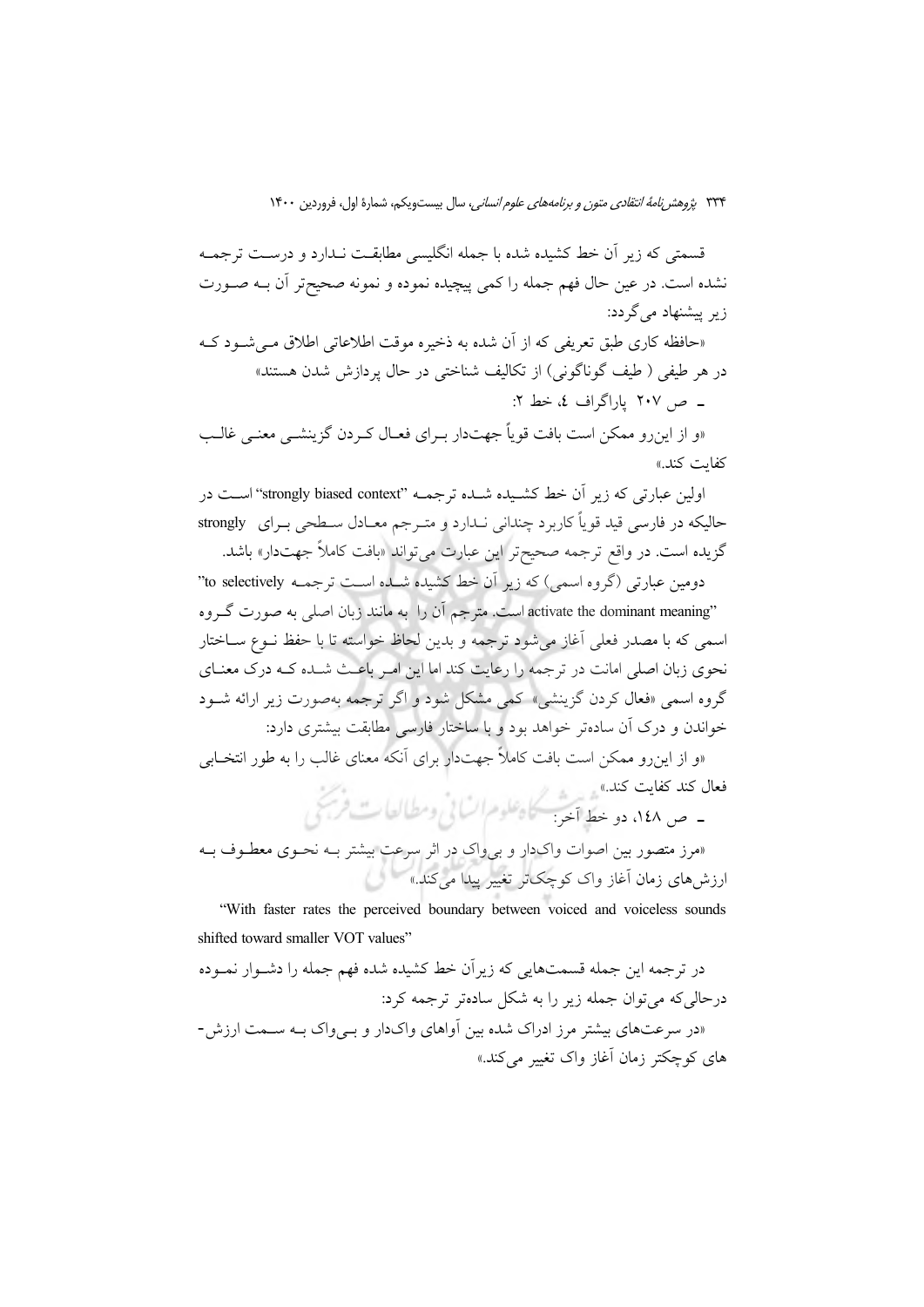قسمتی که زیر آن خط کشیده شده با جمله انگلیسی مطابقـت نـدارد و درسـت ترجمـه نشده است. در عین حال فهم جمله را کمی پیچیده نموده و نمونه صحیح‌تر آن بـه صـورت زیر پیشنهاد می‌گردد:

«حافظه کاری طبق تعریفی که از آن شده به ذخیره موقت اطلاعاتی اطلاق مـی‌شـود کـه در هر طیفی ( طیف گوناگونی) از تکالیف شناختی در حال پردازش شدن هستند»

ـ ص ۲۰۷ پاراگراف ٤، خط ۲:

«و از این‌رو ممکن است بافت قویاً جهت‌دار بـرای فعـال کـردن گزینشـی معنـی غالـب کفایت کند.»

اولین عبارتی که زیر آن خط کشـیده شـده ترجمـه "strongly biased context" اسـت در حالیکه در فارسی قید قویاً کاربرد چندانی نـدارد و متـرجم معـادل سـطحی بـرای strongly گزیده است. در واقع ترجمه صحیح‌تر این عبارت می‌تواند «بافت کاملاً جهت‌دار» باشد.

دومین عبارتی (گروه اسمی) که زیر آن خط کشیده شـده اسـت ترجمـه "to selectively activate the dominant meaning" است. مترجم آن را به مانند زبان اصلی به صورت گـروه اسمی که با مصدر فعلی آغاز می‌شود ترجمه و بدین لحاظ خواسته تا با حفظ نـوع سـاختار نحوی زبان اصلی امانت در ترجمه را رعایت کند اما این امـر باعـث شـده کـه درک معنـای گروه اسمی «فعال کردن گزینشی» کمی مشکل شود و اگر ترجمه به‌صورت زیر ارائه شـود خواندن و درک آن ساده‌تر خواهد بود و با ساختار فارسی مطابقت بیشتری دارد:

«و از این‌رو ممکن است بافت کاملاً جهت‌دار برای آنکه معنای غالب را به طور انتخـابی فعال کند کفایت کند.»

ـ ص ۱٤۸، دو خط آخر:

«مرز متصور بین اصوات واک‌دار و بی‌واک در اثر سرعت بیشتر بـه نحـوی معطـوف بـه ارزش‌های زمان آغاز واک کوچک‌تر تغییر پیدا می‌کند.»

"With faster rates the perceived boundary between voiced and voiceless sounds shifted toward smaller VOT values"

در ترجمه این جمله قسمت‌هایی که زیرآن خط کشیده شده فهم جمله را دشـوار نمـوده درحالی‌که می‌توان جمله زیر را به شکل ساده‌تر ترجمه کرد:

«در سرعت‌های بیشتر مرز ادراک شده بین آواهای واک‌دار و بـی‌واک بـه سـمت ارزش‌-های کوچکتر زمان آغاز واک تغییر می‌کند.»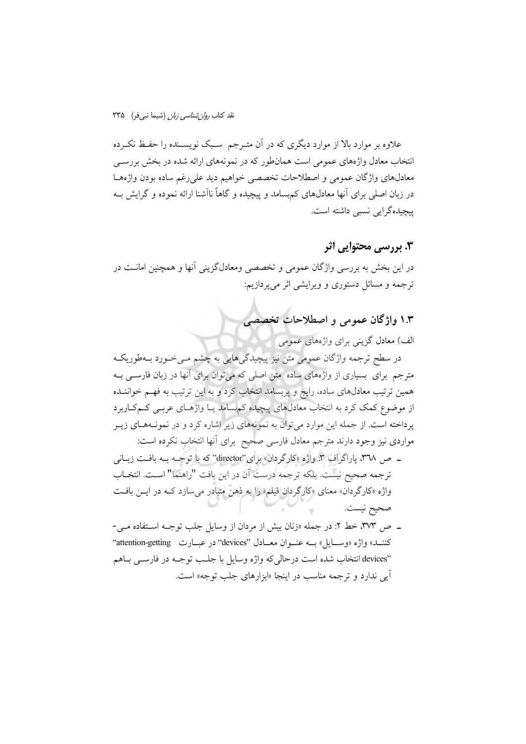علاوه بر موارد بالا از موارد دیگری که در آن متـرجم سـبک نویسـنده را حفـظ نکـرده انتخاب معادل واژه‌های عمومی است همان‌طور که در نمونه‌های ارائه شده در بخش بررسـی معادل‌های واژگان عمومی و اصطلاحات تخصصی خواهیم دید علی‌رغم ساده بودن واژه‌هـا در زبان اصلی برای آنها معادل‌های کم‌بسامد و پیچیده و گاهاً ناآشنا ارائه نموده و گرایش بـه پیچیده‌گرایی نسبی داشته است.

## ۳. بررسی محتوایی اثر

در این بخش به بررسی واژگان عمومی و تخصصی ومعادل‌گزینی آنها و همچنین امانـت در ترجمه و مسائل دستوری و ویرایشی اثر می‌پردازیم:

### ۱.۳ واژگان عمومی و اصطلاحات تخصصی

الف) معادل گزینی برای واژه‌های عمومی

در سطح ترجمه واژگان عمومی متن نیز پیچیدگی‌هایی به چشم مـی‌خـورد بـه‌طوریکـه مترجم برای بسیاری از واژه‌های ساده متن اصلی که می‌توان برای آنها در زبان فارسـی بـه همین ترتیب معادل‌های ساده، رایج و پربسامد انتخاب کرد و به این ترتیب به فهـم خواننـده از موضوع کمک کرد به انتخاب معادل‌های پیچیده کم‌بسامد یـا واژه‌هـای عربـی کـم‌کـاربرد پرداخته است. از جمله این موارد می‌توان به نمونه‌های زیر اشاره کرد و در نمونـه‌هـای زیـر مواردی نیز وجود دارند مترجم معادل فارسی صحیح برای آنها انتخاب نکرده است:

- ص ۳۶۸، پاراگراف ۳: واژه «کارگردان» برای "director" که با توجـه بـه بافـت زبـانی ترجمه صحیح نیست. بلکه ترجمه درست آن در این بافت "راهنما" اسـت. انتخـاب واژه «کارگردان» معنای «کارگردان فیلم» را به ذهن متبادر می‌سازد کـه در ایـن بافـت صحیح نیست.
- ص ۳۷۳، خط ۲: در جمله «زنان بیش از مردان از وسایل جلب توجـه اسـتفاده مـی‌-کننـد» واژه «وسـایل» بـه عنـوان معـادل "devices" در عبـارت "attention-getting devices" انتخاب شده است درحالی‌که واژه وسایل با جلـب توجـه در فارسـی بـاهم آیی ندارد و ترجمه مناسب در اینجا «ابزارهای جلب توجه» است.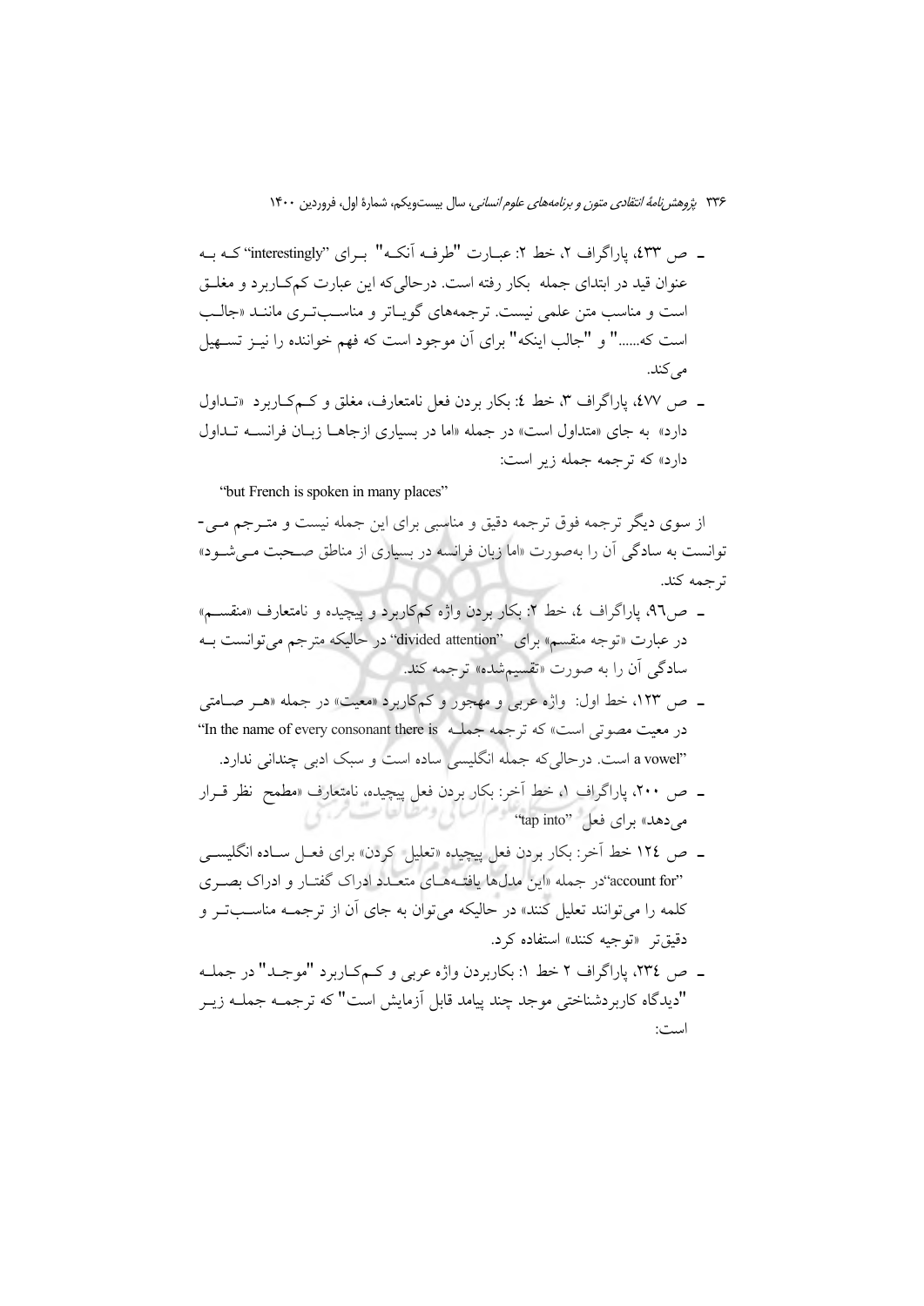- ص ۴۳۳، پاراگراف ۲، خط ۲: عبارت "طرفه آنکه" برای "interestingly" که به عنوان قید در ابتدای جمله بکار رفته است. درحالی‌که این عبارت کم‌کاربرد و مغلق است و مناسب متن علمی نیست. ترجمه‌های گویاتر و مناسب‌تری مانند «جالب است که......" و "جالب اینکه" برای آن موجود است که فهم خواننده را نیز تسهیل می‌کند.

- ص ۴۷۷، پاراگراف ۳، خط ۴: بکار بردن فعل نامتعارف، مغلق و کم‌کاربرد «تداول دارد» به جای «متداول است» در جمله «اما در بسیاری ازجاها زبان فرانسه تداول دارد» که ترجمه جمله زیر است:

"but French is spoken in many places"

از سوی دیگر ترجمه فوق ترجمه دقیق و مناسبی برای این جمله نیست و مترجم می‌توانست به سادگی آن را به‌صورت «اما زبان فرانسه در بسیاری از مناطق صحبت می‌شود» ترجمه کند.

- ص۹۶، پاراگراف ۴، خط ۲: بکار بردن واژه کم‌کاربرد و پیچیده و نامتعارف «منقسم» در عبارت «توجه منقسم» برای "divided attention" در حالیکه مترجم می‌توانست به سادگی آن را به صورت «تقسیم‌شده» ترجمه کند.

- ص ۱۲۳، خط اول: واژه عربی و مهجور و کم‌کاربرد «معیت» در جمله «هر صامتی در معیت مصوتی است» که ترجمه جمله "In the name of every consonant there is a vowel" است. درحالی‌که جمله انگلیسی ساده است و سبک ادبی چندانی ندارد.

- ص ۲۰۰، پاراگراف ۱، خط آخر: بکار بردن فعل پیچیده، نامتعارف «مطمح نظر قرار می‌دهد» برای فعل "tap into"

- ص ۱۲۴ خط آخر: بکار بردن فعل پیچیده «تعلیل کردن» برای فعل ساده انگلیسی "account for" در جمله «این مدل‌ها یافته‌های متعدد ادراک گفتار و ادراک بصری کلمه را می‌توانند تعلیل کنند» در حالیکه می‌توان به جای آن از ترجمه مناسب‌تر و دقیق‌تر «توجیه کنند» استفاده کرد.

- ص ۲۳۴، پاراگراف ۲ خط ۱: بکاربردن واژه عربی و کم‌کاربرد "موجد" در جمله "دیدگاه کاربردشناختی موجد چند پیامد قابل آزمایش است" که ترجمه جمله زیر است: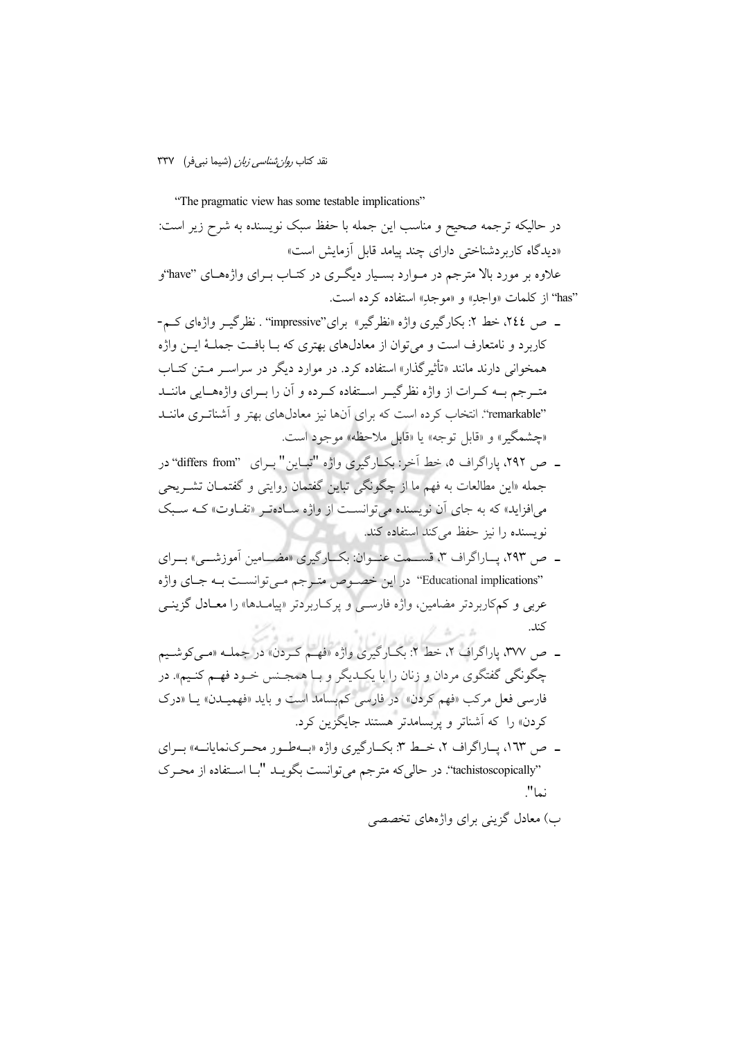"The pragmatic view has some testable implications"

در حالیکه ترجمه صحیح و مناسب این جمله با حفظ سبک نویسنده به شرح زیر است: «دیدگاه کاربردشناختی دارای چند پیامد قابل آزمایش است»

علاوه بر مورد بالا مترجم در مـوارد بسـیار دیگـری در کتـاب بـرای واژه‌هـای "have"و "has" از کلمات «واجدِ» و «موجدِ» استفاده کرده است.

- ص ۲٤٤، خط ۲: بکارگیری واژه «نظرگیر» برای"impressive" . نظرگیـر واژه‌ای کـم-کاربرد و نامتعارف است و می‌توان از معادل‌های بهتری که بـا بافـت جملـهٔ ایـن واژه همخوانی دارند مانند «تأثیرگذار» استفاده کرد. در موارد دیگر در سراسـر مـتن کتـاب متـرجم بـه کـرات از واژه نظرگیـر اسـتفاده کـرده و آن را بـرای واژه‌هـاییماننـد "remarkable"، انتخاب کرده است که برای آن‌ها نیز معادل‌های بهتر و آشناتـری ماننـد «چشمگیر» و «قابل توجه» یا «قابل ملاحظه» موجود است.
- ص ۲۹۲، پاراگراف ۵، خط آخر: بکـارگیری واژه "تبـاین" بـرای "differs from" در جمله «این مطالعات به فهم ما از چگونگی تباین گفتمان روایتی و گفتمـان تشـریحی می‌افزاید» که به جای آن نویسنده می‌توانسـت از واژه سـاده‌تـر «تفـاوت» کـه سـبک نویسنده را نیز حفظ می‌کند استفاده کند.
- ص ۲۹۳، پـاراگراف ۳، قسـمت عنـوان: بکـارگیری «مضـامین آموزشـی» بـرای "Educational implications" در این خصـوص متـرجم مـی‌توانسـت بـه جـای واژه عربی و کم‌کاربردتر مضامین، واژه فارسـی و پرکـاربردتر «پیامـدها» را معـادل گزینـی کند.
- ص ۳۷۷، پاراگراف ۲، خط ۲: بکـارگیری واژه «فهـم کـردن» در جملـه «مـی‌کوشـیم چگونگی گفتگوی مردان و زنان را با یکـدیگر و بـا همجـنس خـود فهـم کنـیم». در فارسی فعل مرکب «فهم کردن» در فارسی کم‌بسامد است و باید «فهمیـدن» یـا «درک کردن» را که آشناتر و پربسامدتر هستند جایگزین کرد.
- ص ۱٦۳، پـاراگراف ۲، خـط ۳: بکـارگیری واژه «بـه‌طـور محـرک‌نمایانـه» بـرای "tachistoscopically"، در حالی‌که مترجم می‌توانست بگویـد "بـا اسـتفاده از محـرک نما".

ب) معادل گزینی برای واژه‌های تخصصی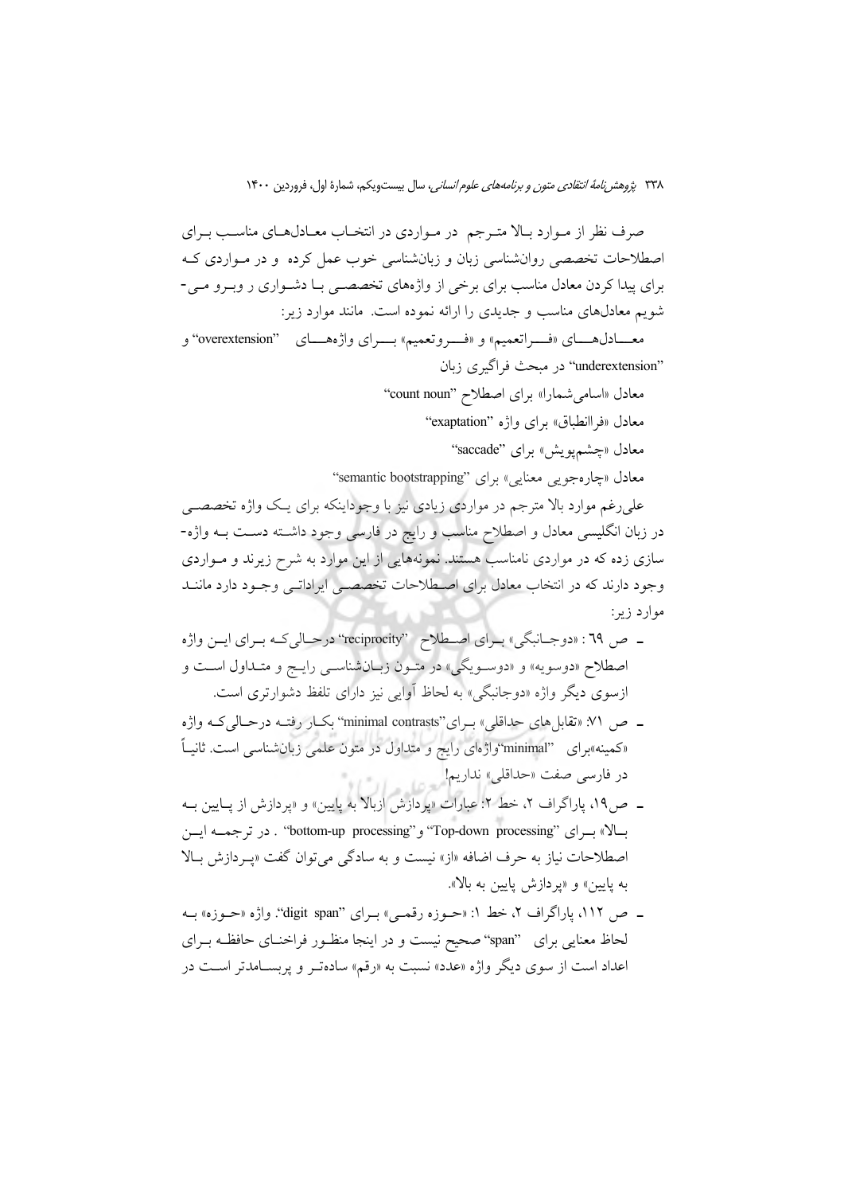صرف نظر از موارد بالا مترجم در مواردی در انتخاب معادل‌های مناسب برای اصطلاحات تخصصی روان‌شناسی زبان و زبان‌شناسی خوب عمل کرده و در مواردی که برای پیدا کردن معادل مناسب برای برخی از واژه‌های تخصصی با دشواری ر وبرو می-شویم معادل‌های مناسب و جدیدی را ارائه نموده است. مانند موارد زیر:

معادل‌های «فراتعمیم» و «فروتعمیم» برای واژه‌های "overextension" و "underextension" در مبحث فراگیری زبان

معادل «اسامی‌شمارا» برای اصطلاح "count noun"

معادل «فراانطباق» برای واژه "exaptation"

معادل «چشم‌پویش» برای "saccade"

معادل «چاره‌جویی معنایی» برای "semantic bootstrapping"

علی‌رغم موارد بالا مترجم در موارد زیادی نیز با وجوداینکه برای یک واژه تخصصی در زبان انگلیسی معادل و اصطلاح مناسب و رایج در فارسی وجود داشته دست به واژه-سازی زده که در مواردی نامناسب هستند. نمونه‌هایی از این موارد به شرح زیرند و مواردی وجود دارند که در انتخاب معادل برای اصطلاحات تخصصی ایراداتی وجود دارد مانند موارد زیر:

- ص ٦٩ : «دوجانبگی» برای اصطلاح "reciprocity" درحالی‌که برای این واژه اصطلاح «دوسویه» و «دوسویگی» در متون زبان‌شناسی رایج و متداول است و ازسوی دیگر واژه «دوجانبگی» به لحاظ آوایی نیز دارای تلفظ دشوارتری است.
- ص ٧١: «تقابل‌های حداقلی» برای"minimal contrasts" بکار رفته درحالی‌که واژه «کمینه»برای "minimal"واژه‌ای رایج و متداول در متون علمی زبان‌شناسی است. ثانیاً در فارسی صفت «حداقلی» نداریم!
- ص١٩، پاراگراف ٢، خط ٢: عبارات «پردازش ازبالا به پایین» و «پردازش از پایین به بالا» برای "Top-down processing" و"bottom-up processing" . در ترجمه این اصطلاحات نیاز به حرف اضافه «از» نیست و به سادگی می‌توان گفت «پردازش بالا به پایین» و «پردازش پایین به بالا».
- ص ١١٢، پاراگراف ٢، خط ١: «حوزه رقمی» برای "digit span". واژه «حوزه» به لحاظ معنایی برای "span" صحیح نیست و در اینجا منظور فراخنای حافظه برای اعداد است از سوی دیگر واژه «عدد» نسبت به «رقم» ساده‌تر و پربسامدتر است در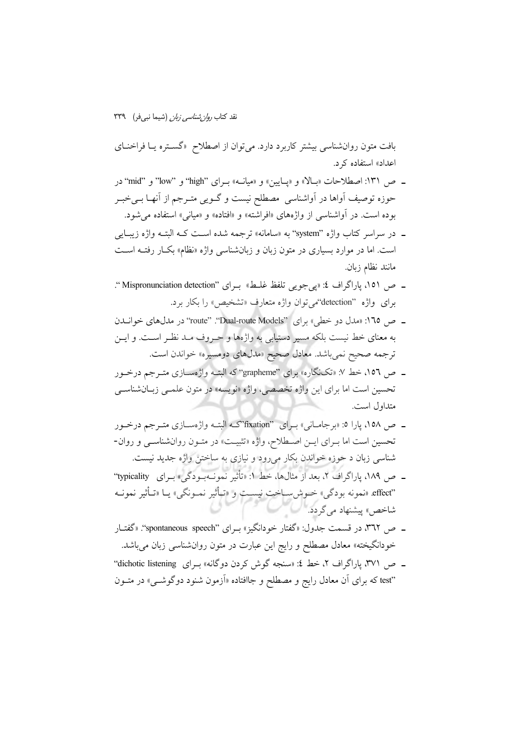بافت متون روان‌شناسی بیشتر کاربرد دارد. می‌توان از اصطلاح «گستره یا فراخنای اعداد» استفاده کرد.

- ص ۱۳۱: اصطلاحات «بالا» و «پایین» و «میانه» برای "high" و "low" و "mid" در حوزه توصیف آواها در آواشناسی مصطلح نیست و گویی مترجم از آنها بی‌خبر بوده است. در آواشناسی از واژه‌های «افراشته» و «افتاده» و «میانی» استفاده می‌شود.
- در سراسر کتاب واژه "system" به «سامانه» ترجمه شده است که البته واژه زیبایی است. اما در موارد بسیاری در متون زبان و زبان‌شناسی واژه «نظام» بکار رفته است مانند نظام زبان.
- ص ۱۵۱، پاراگراف ٤: «پی‌جویی تلفظ غلط» برای "Mispronunciation detection". برای واژه "detection"می‌توان واژه متعارف «تشخیص» را بکار برد.
- ص ۱٦٥: «مدل دو خطی» برای "Dual-route Models". "route" در مدل‌های خواندن به معنای خط نیست بلکه مسیر دستیابی به واژه‌ها و حروف مد نظر است. و این ترجمه صحیح نمی‌باشد. معادل صحیح «مدل‌های دومسیره» خواندن است.
- ص ۱٥٦، خط ۷: «تک‌نگاره» برای "grapheme" که البته واژه‌سازی مترجم درخور تحسین است اما برای این واژه تخصصی، واژه «نویسه» در متون علمی زبان‌شناسی متداول است.
- ص ۱٥۸، پارا ٥: «برجامانی» برای "fixation"که البته واژه‌سازی مترجم درخور تحسین است اما برای این اصطلاح، واژه «تثبیت» در متون روان‌شناسی و روان-شناسی زبان د حوزه خواندن بکار می‌رود و نیازی به ساختن واژه جدید نیست.
- ص ۱۸۹، پاراگراف ۲، بعد از مثال‌ها، خط ۱: «تأثیر نمونه‌بودگی» برای "typicality effect". «نمونه بودگی» خوش‌ساخت نیست و «تأثیر نمونگی» یا «تأثیر نمونه شاخص» پیشنهاد می‌گردد.
- ص ۳٦۲، در قسمت جدول: «گفتار خودانگیز» برای "spontaneous speech". «گفتار خودانگیخته» معادل مصطلح و رایج این عبارت در متون روان‌شناسی زبان می‌باشد.
- ص ۳۷۱، پاراگراف ۲، خط ٤: «سنجه گوش کردن دوگانه» برای "dichotic listening test" که برای آن معادل رایج و مصطلح و جاافتاده «آزمون شنود دوگوشی» در متون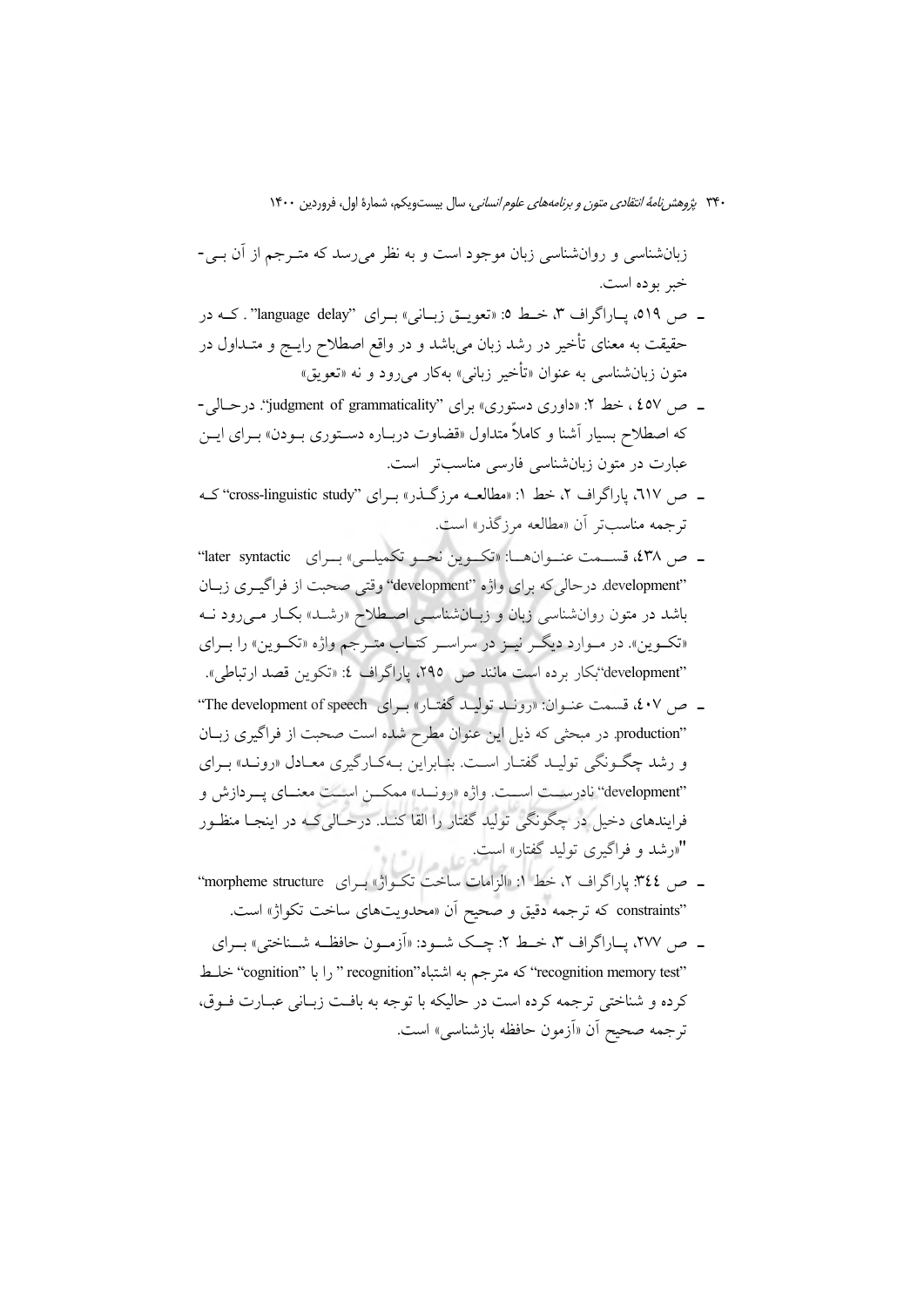زبان‌شناسی و روان‌شناسی زبان موجود است و به نظر می‌رسد که مترجم از آن بی‌خبر بوده است.

- ص ۵۱۹، پاراگراف ۳، خط ۵: «تعویق زبانی» برای "language delay" . که در حقیقت به معنای تأخیر در رشد زبان می‌باشد و در واقع اصطلاح رایج و متداول در متون زبان‌شناسی به عنوان «تأخیر زبانی» به‌کار می‌رود و نه «تعویق»
- ص ٤٥٧ ، خط ۲: «داوری دستوری» برای "judgment of grammaticality". درحالی‌که اصطلاح بسیار آشنا و کاملاً متداول «قضاوت درباره دستوری بودن» برای این عبارت در متون زبان‌شناسی فارسی مناسب‌تر است.
- ص ٦١٧، پاراگراف ۲، خط ۱: «مطالعه مرزگذر» برای "cross-linguistic study" که ترجمه مناسب‌تر آن «مطالعه مرزگذر» است.
- ص ٤٣٨، قسمت عنوان‌ها: «تکوین نحو تکمیلی» برای "later syntactic development"، درحالی‌که برای واژه "development" وقتی صحبت از فراگیری زبان باشد در متون روان‌شناسی زبان و زبان‌شناسی اصطلاح «رشد» بکار می‌رود نه «تکوین». در موارد دیگر نیز در سراسر کتاب مترجم واژه «تکوین» را برای "development"بکار برده است مانند ص ۲۹۵، پاراگراف ٤: «تکوین قصد ارتباطی».
- ص ٤٠٧، قسمت عنوان: «روند تولید گفتار» برای "The development of speech production". در مبحثی که ذیل این عنوان مطرح شده است صحبت از فراگیری زبان و رشد چگونگی تولید گفتار است. بنابراین به‌کارگیری معادل «روند» برای "development" نادرست است. واژه «روند» ممکن است معنای پردازش و فرایندهای دخیل در چگونگی تولید گفتار را القا کند. درحالی‌که در اینجا منظور "«رشد و فراگیری تولید گفتار» است.
- ص ٣٤٤: پاراگراف ۲، خط ۱: «الزامات ساخت تکواژ» برای "morpheme structure constraints" که ترجمه دقیق و صحیح آن «محدویت‌های ساخت تکواژ» است.
- ص ۲۷۷، پاراگراف ۳، خط ۲: چک شود: «آزمون حافظه شناختی» برای "recognition memory test" که مترجم به اشتباه"recognition " را با "cognition" خلط کرده و شناختی ترجمه کرده است در حالیکه با توجه به بافت زبانی عبارت فوق، ترجمه صحیح آن «آزمون حافظه بازشناسی» است.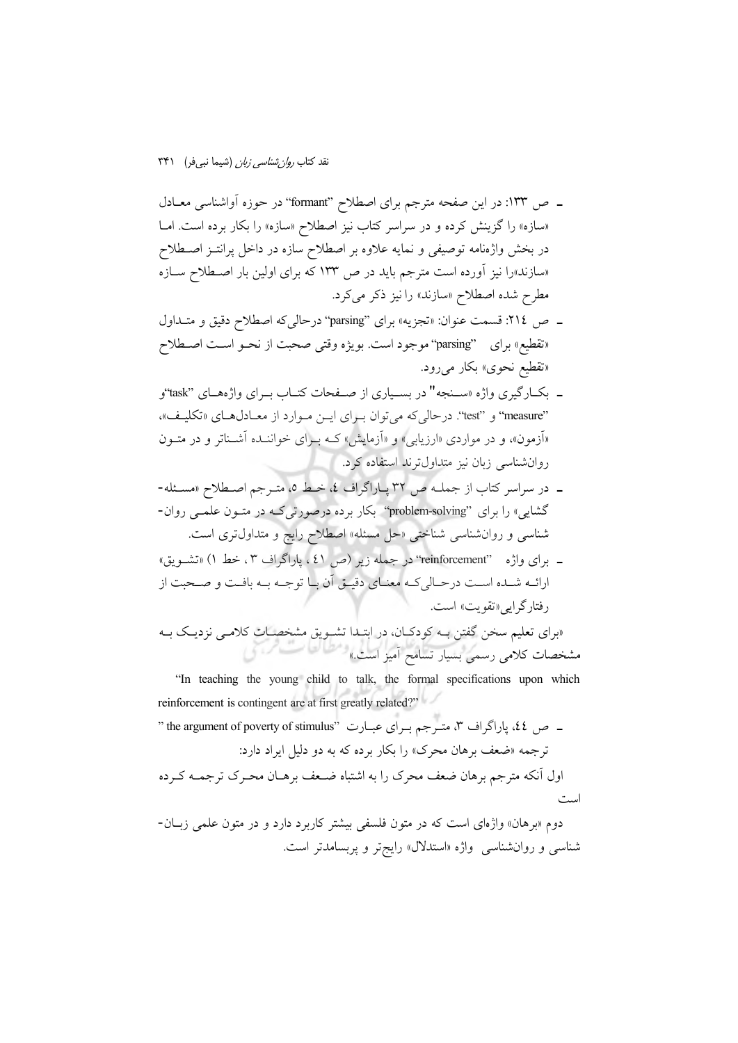- ص ۱۳۳: در این صفحه مترجم برای اصطلاح "formant" در حوزه آواشناسی معادل «سازه» را گزینش کرده و در سراسر کتاب نیز اصطلاح «سازه» را بکار برده است. اما در بخش واژه‌نامه توصیفی و نمایه علاوه بر اصطلاح سازه در داخل پرانتز اصطلاح «سازند»را نیز آورده است مترجم باید در ص ۱۳۳ که برای اولین بار اصطلاح سازه مطرح شده اصطلاح «سازند» را نیز ذکر می‌کرد.
- ص ۲۱٤: قسمت عنوان: «تجزیه» برای "parsing" درحالی‌که اصطلاح دقیق و متداول «تقطیع» برای "parsing" موجود است. بویژه وقتی صحبت از نحو است اصطلاح «تقطیع نحوی» بکار می‌رود.
- بکارگیری واژه «سنجه" در بسیاری از صفحات کتاب برای واژه‌های "task"و "measure" و "test". درحالی‌که می‌توان برای این موارد از معادل‌های «تکلیف»، «آزمون»، و در مواردی «ارزیابی» و «آزمایش» که برای خواننده آشناتر و در متون روان‌شناسی زبان نیز متداول‌ترند استفاده کرد.
- در سراسر کتاب از جمله ص ۳۲ پاراگراف ٤، خط ٥، مترجم اصطلاح «مسئله- گشایی» را برای "problem-solving" بکار برده درصورتی‌که در متون علمی روان- شناسی و روان‌شناسی شناختی «حل مسئله» اصطلاح رایج و متداول‌تری است.
- برای واژه "reinforcement" در جمله زیر (ص ٤١، پاراگراف ۳، خط ۱) «تشویق» ارائه شده است درحالی‌که معنای دقیق آن با توجه به بافت و صحبت از رفتارگرایی«تقویت» است.

«برای تعلیم سخن گفتن به کودکان، در ابتدا تشویق مشخصات کلامی نزدیک به مشخصات کلامی رسمی بسیار تسامح آمیز است.»

"In teaching the young child to talk, the formal specifications upon which reinforcement is contingent are at first greatly related?"

- ص ٤٤، پاراگراف ۳، مترجم برای عبارت "the argument of poverty of stimulus" ترجمه «ضعف برهان محرک» را بکار برده که به دو دلیل ایراد دارد:

اول آنکه مترجم برهان ضعف محرک را به اشتباه ضعف برهان محرک ترجمه کرده است

دوم «برهان» واژه‌ای است که در متون فلسفی بیشتر کاربرد دارد و در متون علمی زبان- شناسی و روان‌شناسی واژه «استدلال» رایج‌تر و پربسامدتر است.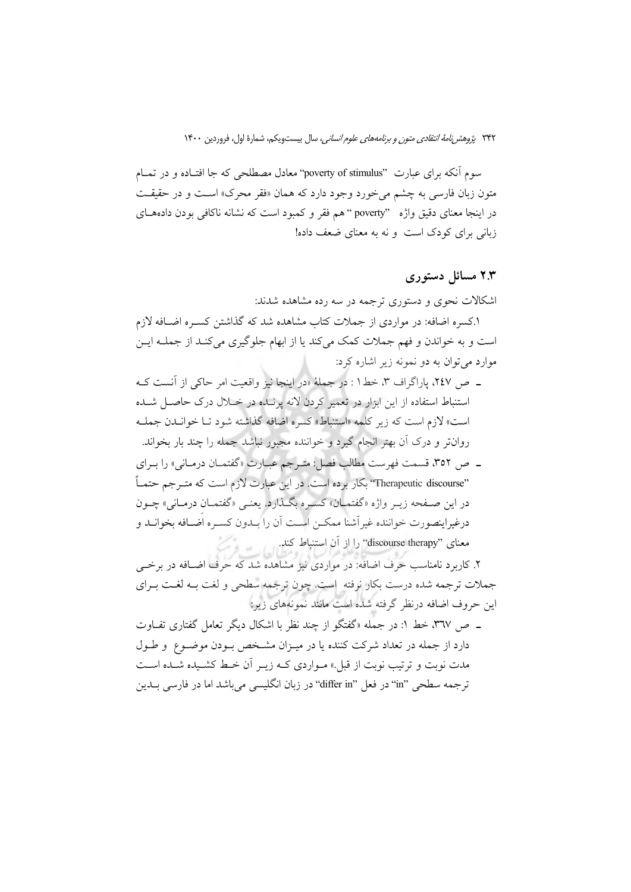سوم آنکه برای عبارت "poverty of stimulus" معادل مصطلحی که جا افتاده و در تمام متون زبان فارسی به چشم می‌خورد وجود دارد که همان «فقر محرک» است و در حقیقت در اینجا معنای دقیق واژه "poverty" هم فقر و کمبود است که نشانه ناکافی بودن داده‌های زبانی برای کودک است و نه به معنای ضعف داده!

## ۲.۳ مسائل دستوری

اشکالات نحوی و دستوری ترجمه در سه رده مشاهده شدند:

۱.کسره اضافه: در مواردی از جملات کتاب مشاهده شد که گذاشتن کسره اضافه لازم است و به خواندن و فهم جملات کمک می‌کند یا از ابهام جلوگیری می‌کند از جمله این موارد می‌توان به دو نمونه زیر اشاره کرد:

- ص ۲۴۷، پاراگراف ۳، خط ۱ : در جملهٔ «در اینجا نیز واقعیت امر حاکی از آنست که استنباط استفاده از این ابزار در تعمیر کردن لانه پرنده در خلال درک حاصل شده است» لازم است که زیر کلمه «استنباط» کسره اضافه گذاشته شود تا خواندن جمله روان‌تر و درک آن بهتر انجام گیرد و خواننده مجبور نباشد جمله را چند بار بخواند.
- ص ۳۵۲، قسمت فهرست مطالب فصل: مترجم عبارت «گفتمان درمانی» را برای "Therapeutic discourse" بکار برده است. در این عبارت لازم است که مترجم حتماً در این صفحه زیر واژه «گفتمان» کسره بگذارد. یعنی «گفتمانِ درمانی» چون درغیراینصورت خواننده غیرآشنا ممکن است آن را بدون کسره اضافه بخواند و معنای "discourse therapy" را از آن استنباط کند.

۲. کاربرد نامناسب حرف اضافه: در مواردی نیز مشاهده شد که حرف اضافه در برخی جملات ترجمه شده درست بکار نرفته است. چون ترجمه سطحی و لغت به لغت برای این حروف اضافه درنظر گرفته شده است مانند نمونه‌های زیر:

- ص ۳۶۷، خط ۱: در جمله «گفتگو از چند نظر با اشکال دیگر تعامل گفتاری تفاوت دارد از جمله در تعداد شرکت کننده یا در میزان مشخص بودن موضوع و طول مدت نوبت و ترتیب نوبت از قبل.» مواردی که زیر آن خط کشیده شده است ترجمه سطحی "in" در فعل "differ in" در زبان انگلیسی می‌باشد اما در فارسی بدین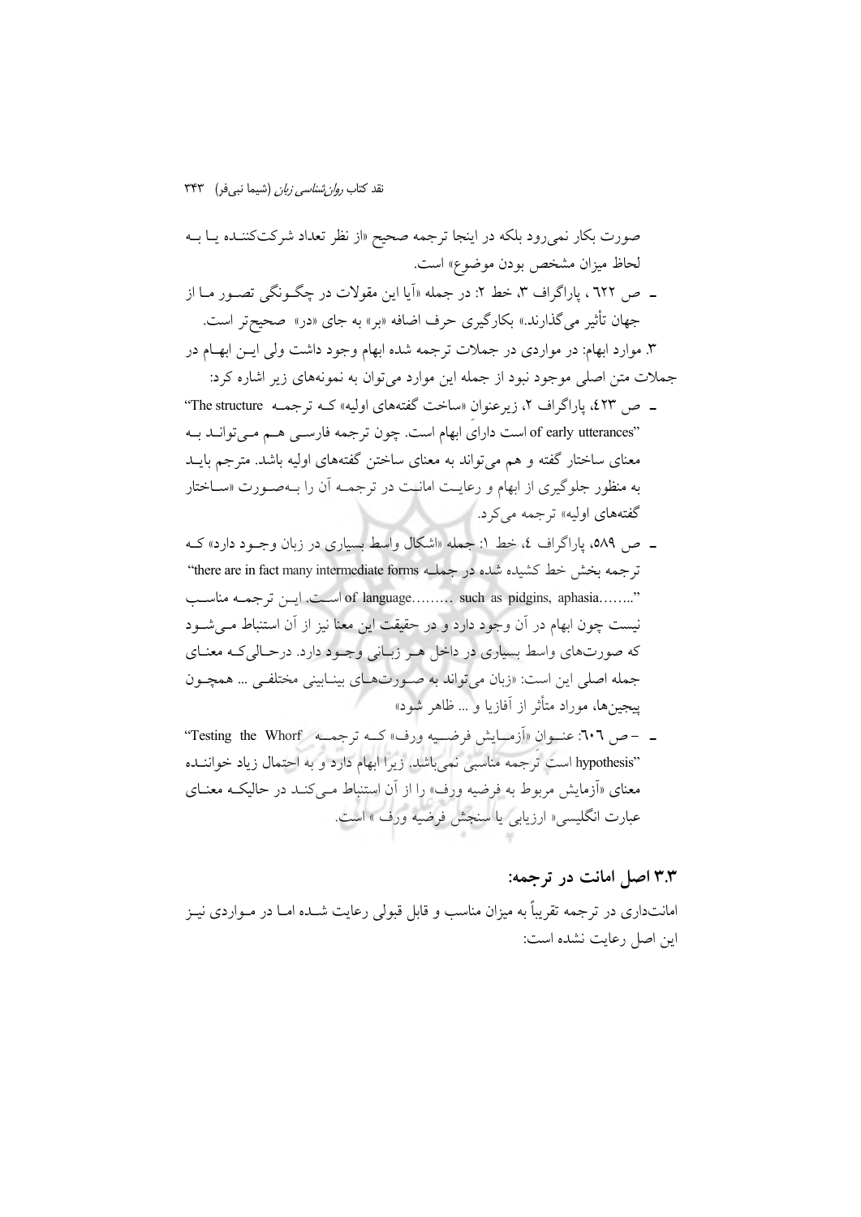صورت بکار نمی‌رود بلکه در اینجا ترجمه صحیح «از نظر تعداد شرکت‌کننده یا به لحاظ میزان مشخص بودن موضوع» است.

- ص ٦٢٢ ، پاراگراف ٣، خط ٢: در جمله «آیا این مقولات در چگونگی تصور ما از جهان تأثیر می‌گذارند.» بکارگیری حرف اضافه «بر» به جای «در» صحیح‌تر است.

٣. موارد ابهام: در مواردی در جملات ترجمه شده ابهام وجود داشت ولی این ابهام در جملات متن اصلی موجود نبود از جمله این موارد می‌توان به نمونه‌های زیر اشاره کرد:

- ص ٤٢٣، پاراگراف ٢، زیرعنوان «ساخت گفته‌های اولیه» که ترجمه "The structure of early utterances" است دارای ابهام است. چون ترجمه فارسی هم می‌تواند به معنای ساختار گفته و هم می‌تواند به معنای ساختن گفته‌های اولیه باشد. مترجم باید به منظور جلوگیری از ابهام و رعایت امانت در ترجمه آن را به‌صورت «ساختار گفته‌های اولیه» ترجمه می‌کرد.
- ص ٥٨٩، پاراگراف ٤، خط ١: جمله «اشکال واسط بسیاری در زبان وجود دارد» که ترجمه بخش خط کشیده شده در جمله "there are in fact many intermediate forms of language……… such as pidgins, aphasia…….." است. این ترجمه مناسب نیست چون ابهام در آن وجود دارد و در حقیقت این معنا نیز از آن استنباط می‌شود که صورت‌های واسط بسیاری در داخل هر زبانی وجود دارد. درحالی‌که معنای جمله اصلی این است: «زبان می‌تواند به صورت‌های بینابینی مختلفی ... همچون پیجین‌ها، موراد متأثر از آفازیا و ... ظاهر شود»
- – ص ٦٠٦: عنوان «آزمایش فرضیه ورف» که ترجمه "Testing the Whorf hypothesis" است ترجمه مناسبی نمی‌باشد. زیرا ابهام دارد و به احتمال زیاد خواننده معنای «آزمایش مربوط به فرضیه ورف» را از آن استنباط می‌کند در حالیکه معنای عبارت انگلیسی« ارزیابی یا سنجش فرضیه ورف » است.

### ٣.٣ اصل امانت در ترجمه:

امانت‌داری در ترجمه تقریباً به میزان مناسب و قابل قبولی رعایت شده اما در مواردی نیز این اصل رعایت نشده است: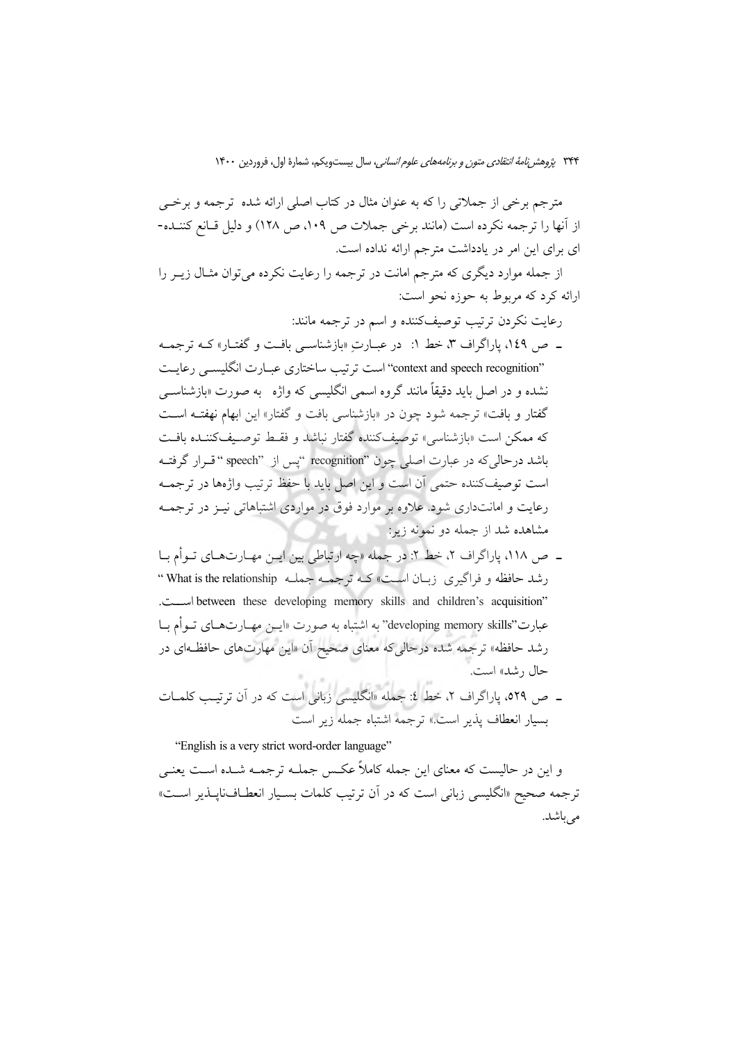مترجم برخی از جملاتی را که به عنوان مثال در کتاب اصلی ارائه شده ترجمه و برخی از آنها را ترجمه نکرده است (مانند برخی جملات ص ۱۰۹، ص ۱۲۸) و دلیل قانع کننده‌ای برای این امر در یادداشت مترجم ارائه نداده است.

از جمله موارد دیگری که مترجم امانت در ترجمه را رعایت نکرده می‌توان مثال زیر را ارائه کرد که مربوط به حوزه نحو است:

رعایت نکردن ترتیب توصیف‌کننده و اسم در ترجمه مانند:

- ص ۱۴۹، پاراگراف ۳، خط ۱: در عبارتِ «بازشناسی بافت و گفتار» که ترجمه "context and speech recognition" است ترتیب ساختاری عبارت انگلیسی رعایت نشده و در اصل باید دقیقاً مانند گروه اسمی انگلیسی که واژه به صورت «بازشناسی گفتار و بافت» ترجمه شود چون در «بازشناسی بافت و گفتار» این ابهام نهفته است که ممکن است «بازشناسی» توصیف‌کننده گفتار نباشد و فقط توصیف‌کننده بافت باشد درحالی‌که در عبارت اصلی چون "recognition" پس از "speech" قرار گرفته است توصیف‌کننده حتمی آن است و این اصل باید با حفظ ترتیب واژه‌ها در ترجمه رعایت و امانت‌داری شود. علاوه بر موارد فوق در مواردی اشتباهاتی نیز در ترجمه مشاهده شد از جمله دو نمونه زیر:
- ص ۱۱۸، پاراگراف ۲، خط ۲: در جمله «چه ارتباطی بین این مهارت‌های توأم با رشد حافظه و فراگیری زبان است» که ترجمه جمله "What is the relationship between these developing memory skills and children's acquisition" است. عبارت "developing memory skills" به اشتباه به صورت «این مهارت‌های توأم با رشد حافظه» ترجمه شده درحالی‌که معنای صحیح آن «این مهارت‌های حافظه‌ای در حال رشد» است.
- ص ۵۲۹، پاراگراف ۲، خط ٤: جمله «انگلیسی زبانی است که در آن ترتیب کلمات بسیار انعطاف پذیر است.» ترجمه اشتباه جمله زیر است

"English is a very strict word-order language"

و این در حالیست که معنای این جمله کاملاً عکس جمله ترجمه شده است یعنی ترجمه صحیح «انگلیسی زبانی است که در آن ترتیب کلمات بسیار انعطاف‌ناپذیر است» می‌باشد.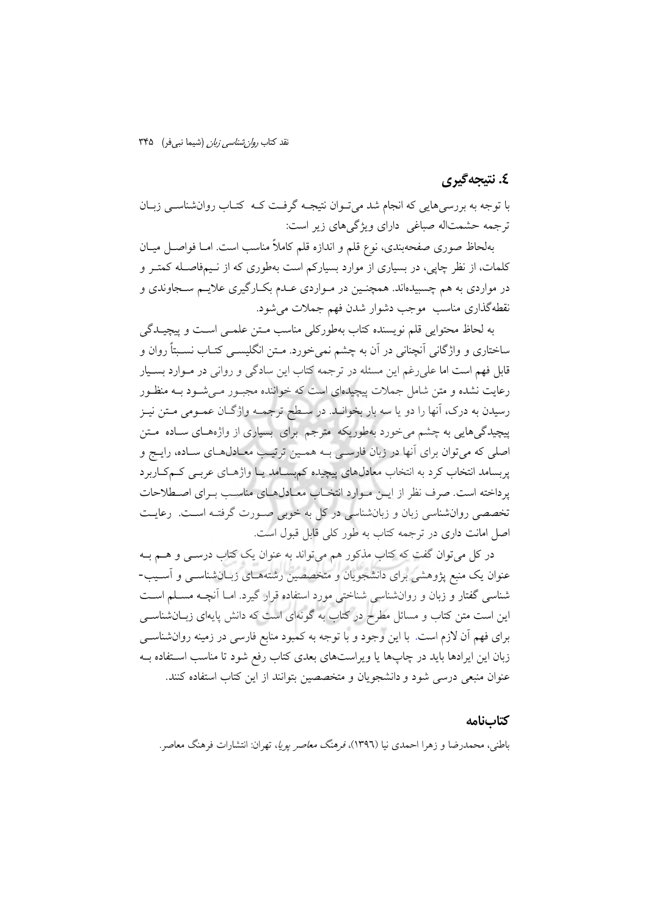## ٤. نتیجه‌گیری

با توجه به بررسی‌هایی که انجام شد می‌توان نتیجه گرفت که کتاب روان‌شناسی زبان ترجمه حشمت‌اله صباغی دارای ویژگی‌های زیر است:

به‌لحاظ صوری صفحه‌بندی، نوع قلم و اندازه قلم کاملاً مناسب است. اما فواصل میان کلمات، از نظر چاپی، در بسیاری از موارد بسیارکم است به‌طوری که از نیم‌فاصله کمتر و در مواردی به هم چسبیده‌اند. همچنین در مواردی عدم بکارگیری علایم سجاوندی و نقطه‌گذاری مناسب موجب دشوار شدن فهم جملات می‌شود.

به لحاظ محتوایی قلم نویسنده کتاب به‌طورکلی مناسب متن علمی است و پیچیدگی ساختاری و واژگانی آنچنانی در آن به چشم نمی‌خورد. متن انگلیسی کتاب نسبتاً روان و قابل فهم است اما علی‌رغم این مسئله در ترجمه کتاب این سادگی و روانی در موارد بسیار رعایت نشده و متن شامل جملات پیچیده‌ای است که خواننده مجبور می‌شود به منظور رسیدن به درک، آنها را دو یا سه بار بخواند. در سطح ترجمه واژگان عمومی متن نیز پیچیدگی‌هایی به چشم می‌خورد به‌طوریکه مترجم برای بسیاری از واژه‌های ساده متن اصلی که می‌توان برای آنها در زبان فارسی به همین ترتیب معادل‌های ساده، رایج و پربسامد انتخاب کرد به انتخاب معادل‌های پیچیده کم‌بسامد یا واژه‌های عربی کم‌کاربرد پرداخته است. صرف نظر از این موارد انتخاب معادل‌های مناسب برای اصطلاحات تخصصی روان‌شناسی زبان و زبان‌شناسی در کل به خوبی صورت گرفته است. رعایت اصل امانت داری در ترجمه کتاب به طور کلی قابل قبول است.

در کل می‌توان گفت که کتاب مذکور هم می‌تواند به عنوان یک کتاب درسی و هم به عنوان یک منبع پژوهشی برای دانشجویان و متخصصین رشته‌های زبان‌شناسی و آسیب‌شناسی گفتار و زبان و روان‌شناسی شناختی مورد استفاده قرار گیرد. اما آنچه مسلم است این است متن کتاب و مسائل مطرح در کتاب به گونه‌ای است که دانش پایه‌ای زبان‌شناسی برای فهم آن لازم است. با این وجود و با توجه به کمبود منابع فارسی در زمینه روان‌شناسی زبان این ایرادها باید در چاپ‌ها یا ویراست‌های بعدی کتاب رفع شود تا مناسب استفاده به عنوان منبعی درسی شود و دانشجویان و متخصصین بتوانند از این کتاب استفاده کنند.

## کتاب‌نامه

باطنی، محمدرضا و زهرا احمدی نیا (١٣٩٦)، *فرهنگ معاصر پویا*، تهران: انتشارات فرهنگ معاصر.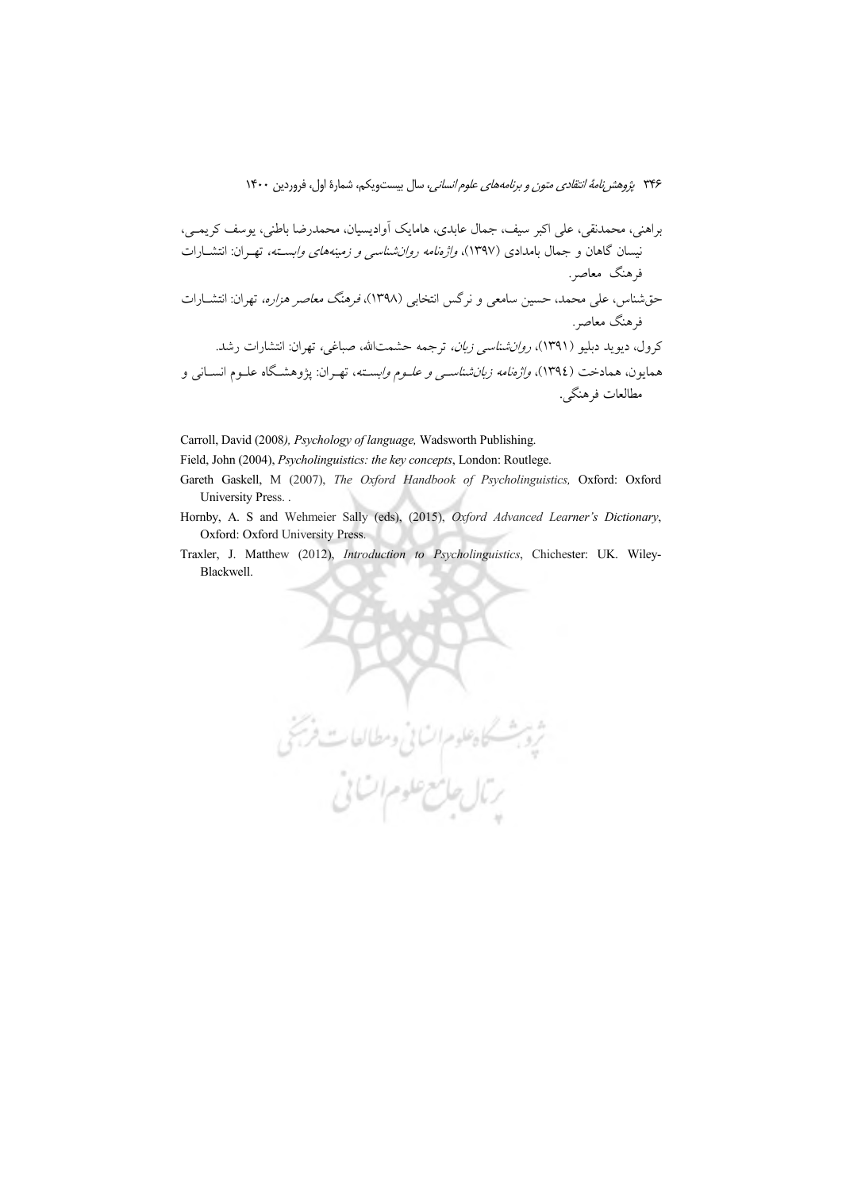براهنی، محمدنقی، علی اکبر سیف، جمال عابدی، هامایک آوادیسیان، محمدرضا باطنی، یوسف کریمی، نیسان گاهان و جمال بامدادی (۱۳۹۷)، *واژه‌نامه روان‌شناسی و زمینه‌های وابسته*، تهران: انتشارات فرهنگ معاصر.

حق‌شناس، علی محمد، حسین سامعی و نرگس انتخابی (۱۳۹۸)، *فرهنگ معاصر هزاره*، تهران: انتشارات فرهنگ معاصر.

کرول، دیوید دبلیو (۱۳۹۱)، *روان‌شناسی زبان*، ترجمه حشمت‌الله، صباغی، تهران: انتشارات رشد.

همایون، همادخت (۱۳۹٤)، *واژه‌نامه زبان‌شناسی و علوم وابسته*، تهران: پژوهشگاه علوم انسانی و مطالعات فرهنگی.

Carroll, David (2008*), Psychology of language,* Wadsworth Publishing.

Field, John (2004), *Psycholinguistics: the key concepts*, London: Routlege.

Gareth Gaskell, M (2007), *The Oxford Handbook of Psycholinguistics,* Oxford: Oxford University Press. .

Hornby, A. S and Wehmeier Sally (eds), (2015), *Oxford Advanced Learner's Dictionary*, Oxford: Oxford University Press.

Traxler, J. Matthew (2012), *Introduction to Psycholinguistics*, Chichester: UK. Wiley-Blackwell.